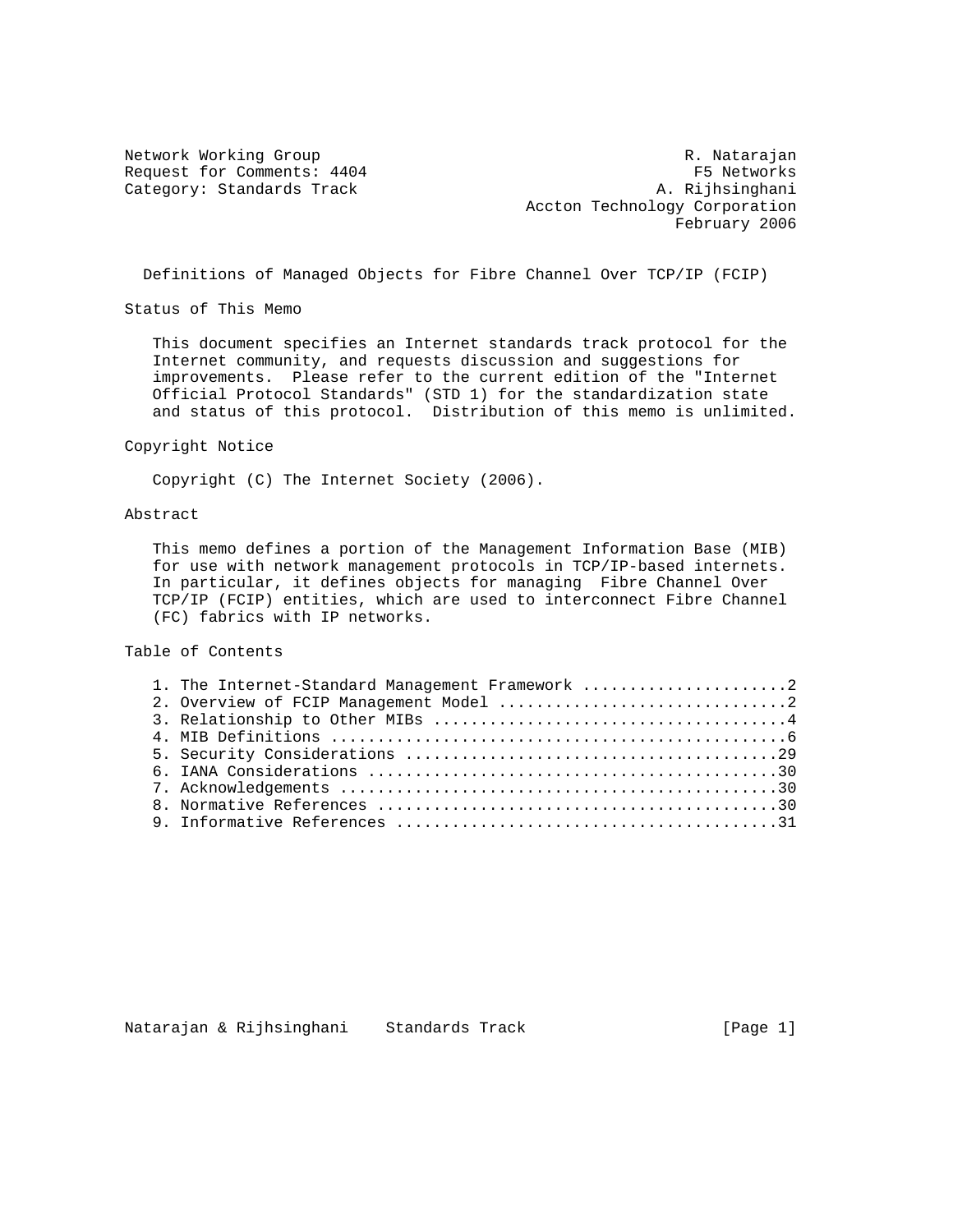Network Working Group                                       R. Natarajan
Request for Comments: 4404                                   F5 Networks
Category: Standards Track                                 A. Rijhsinghani
                                            Accton Technology Corporation
                                                            February 2006

# Definitions of Managed Objects for Fibre Channel Over TCP/IP (FCIP)

## Status of This Memo

This document specifies an Internet standards track protocol for the Internet community, and requests discussion and suggestions for improvements. Please refer to the current edition of the "Internet Official Protocol Standards" (STD 1) for the standardization state and status of this protocol. Distribution of this memo is unlimited.

## Copyright Notice

Copyright (C) The Internet Society (2006).

## Abstract

This memo defines a portion of the Management Information Base (MIB) for use with network management protocols in TCP/IP-based internets. In particular, it defines objects for managing Fibre Channel Over TCP/IP (FCIP) entities, which are used to interconnect Fibre Channel (FC) fabrics with IP networks.

## Table of Contents

1. The Internet-Standard Management Framework ......................2
2. Overview of FCIP Management Model ..............................2
3. Relationship to Other MIBs .....................................4
4. MIB Definitions ................................................6
5. Security Considerations .......................................29
6. IANA Considerations ...........................................30
7. Acknowledgements ..............................................30
8. Normative References ..........................................30
9. Informative References ........................................31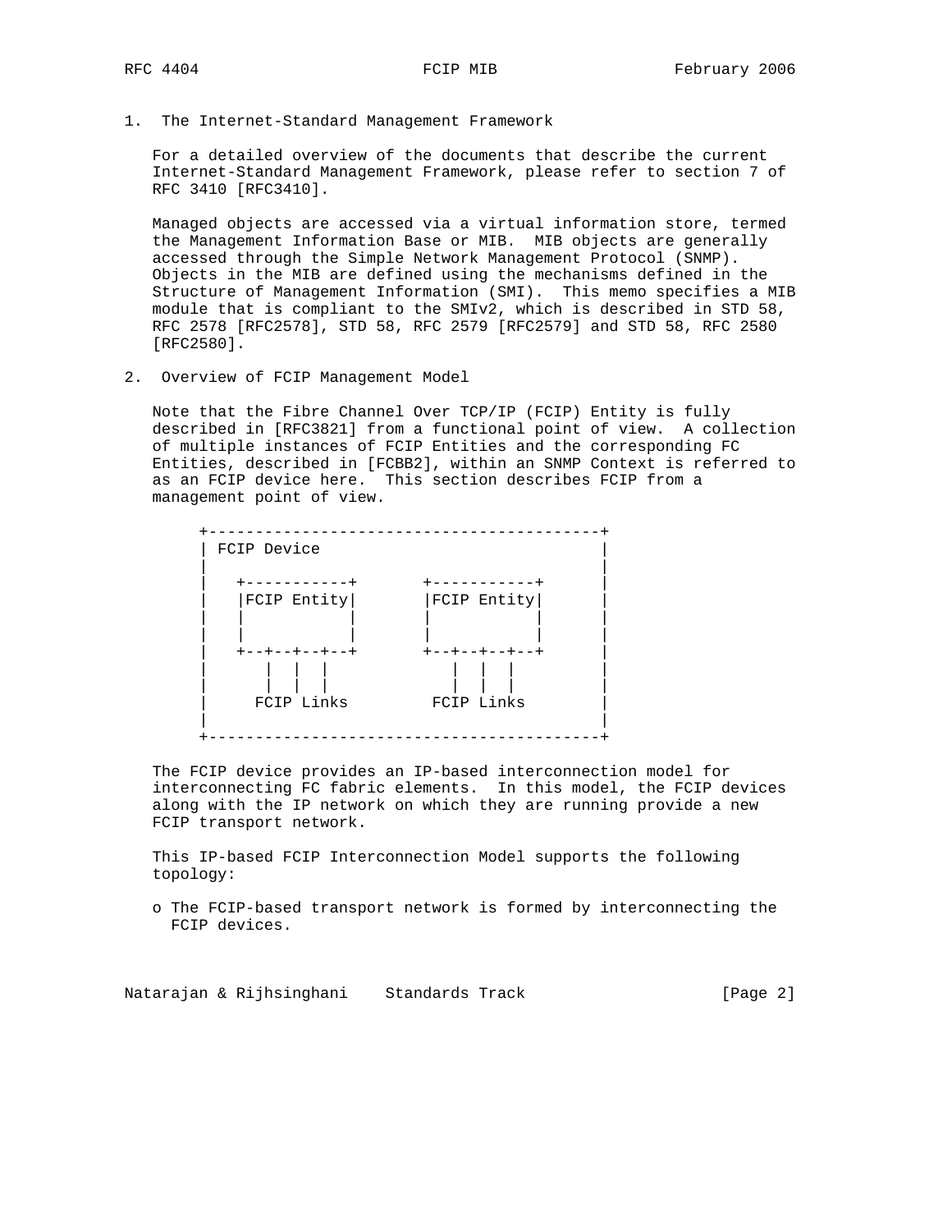## 1. The Internet-Standard Management Framework

For a detailed overview of the documents that describe the current Internet-Standard Management Framework, please refer to section 7 of RFC 3410 [RFC3410].

Managed objects are accessed via a virtual information store, termed the Management Information Base or MIB. MIB objects are generally accessed through the Simple Network Management Protocol (SNMP). Objects in the MIB are defined using the mechanisms defined in the Structure of Management Information (SMI). This memo specifies a MIB module that is compliant to the SMIv2, which is described in STD 58, RFC 2578 [RFC2578], STD 58, RFC 2579 [RFC2579] and STD 58, RFC 2580 [RFC2580].

## 2. Overview of FCIP Management Model

Note that the Fibre Channel Over TCP/IP (FCIP) Entity is fully described in [RFC3821] from a functional point of view. A collection of multiple instances of FCIP Entities and the corresponding FC Entities, described in [FCBB2], within an SNMP Context is referred to as an FCIP device here. This section describes FCIP from a management point of view.

```
+-------------------------------------------+
| FCIP Device                               |
|                                           |
|   +-----------+       +-----------+       |
|   |FCIP Entity|       |FCIP Entity|       |
|   |           |       |           |       |
|   |           |       |           |       |
|   +--+--+--+--+       +--+--+--+--+       |
|      |  |  |            |  |  |          |
|      |  |  |            |  |  |          |
|     FCIP Links         FCIP Links         |
|                                           |
+-------------------------------------------+
```

The FCIP device provides an IP-based interconnection model for interconnecting FC fabric elements. In this model, the FCIP devices along with the IP network on which they are running provide a new FCIP transport network.

This IP-based FCIP Interconnection Model supports the following topology:

- The FCIP-based transport network is formed by interconnecting the FCIP devices.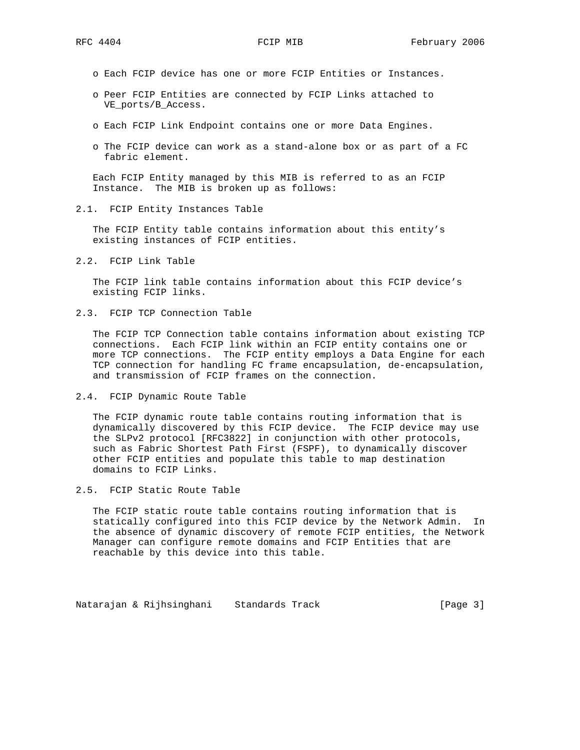- Each FCIP device has one or more FCIP Entities or Instances.

- Peer FCIP Entities are connected by FCIP Links attached to VE_ports/B_Access.

- Each FCIP Link Endpoint contains one or more Data Engines.

- The FCIP device can work as a stand-alone box or as part of a FC fabric element.

Each FCIP Entity managed by this MIB is referred to as an FCIP Instance. The MIB is broken up as follows:

### 2.1. FCIP Entity Instances Table

The FCIP Entity table contains information about this entity's existing instances of FCIP entities.

### 2.2. FCIP Link Table

The FCIP link table contains information about this FCIP device's existing FCIP links.

### 2.3. FCIP TCP Connection Table

The FCIP TCP Connection table contains information about existing TCP connections. Each FCIP link within an FCIP entity contains one or more TCP connections. The FCIP entity employs a Data Engine for each TCP connection for handling FC frame encapsulation, de-encapsulation, and transmission of FCIP frames on the connection.

### 2.4. FCIP Dynamic Route Table

The FCIP dynamic route table contains routing information that is dynamically discovered by this FCIP device. The FCIP device may use the SLPv2 protocol [RFC3822] in conjunction with other protocols, such as Fabric Shortest Path First (FSPF), to dynamically discover other FCIP entities and populate this table to map destination domains to FCIP Links.

### 2.5. FCIP Static Route Table

The FCIP static route table contains routing information that is statically configured into this FCIP device by the Network Admin. In the absence of dynamic discovery of remote FCIP entities, the Network Manager can configure remote domains and FCIP Entities that are reachable by this device into this table.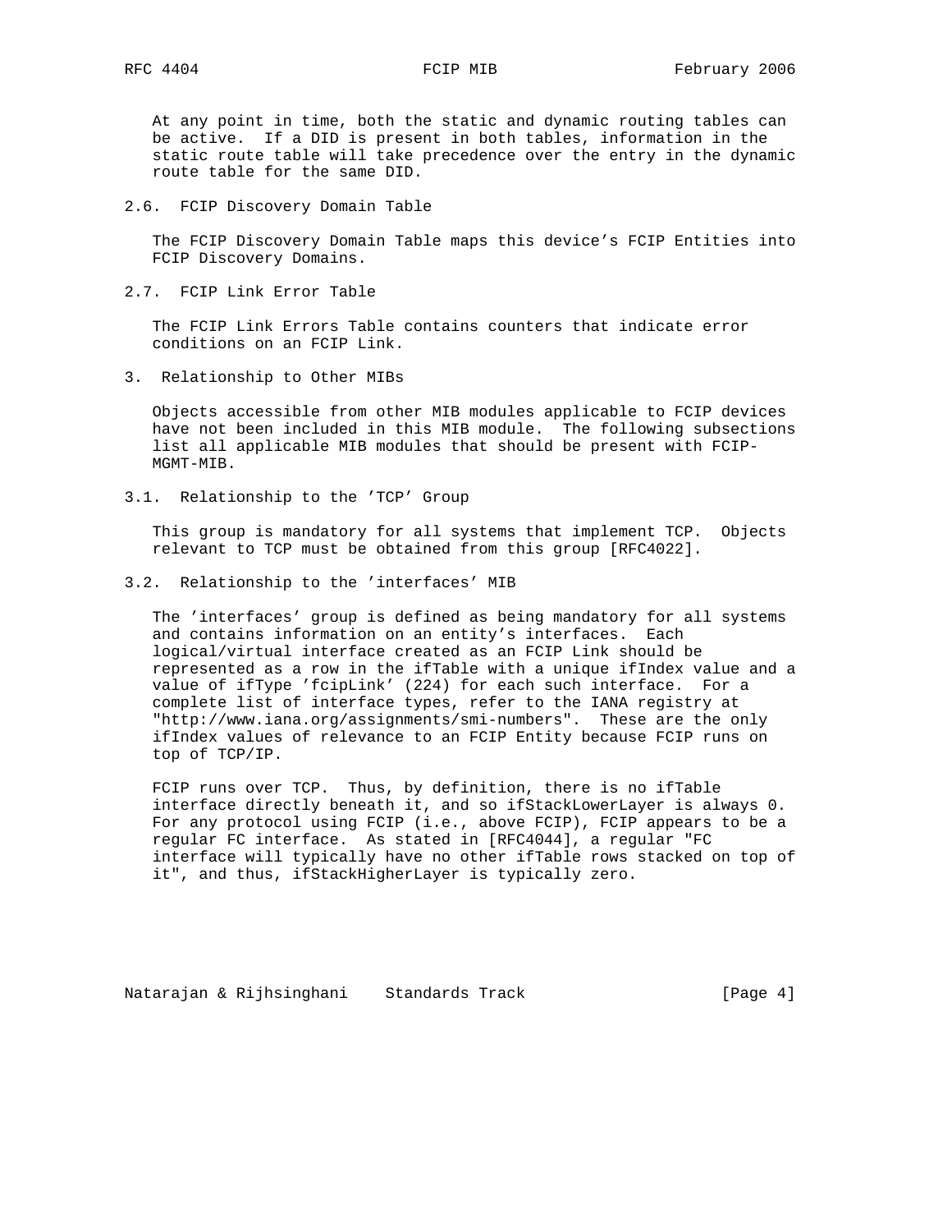At any point in time, both the static and dynamic routing tables can be active. If a DID is present in both tables, information in the static route table will take precedence over the entry in the dynamic route table for the same DID.

### 2.6. FCIP Discovery Domain Table

The FCIP Discovery Domain Table maps this device's FCIP Entities into FCIP Discovery Domains.

### 2.7. FCIP Link Error Table

The FCIP Link Errors Table contains counters that indicate error conditions on an FCIP Link.

## 3. Relationship to Other MIBs

Objects accessible from other MIB modules applicable to FCIP devices have not been included in this MIB module. The following subsections list all applicable MIB modules that should be present with FCIP-MGMT-MIB.

### 3.1. Relationship to the 'TCP' Group

This group is mandatory for all systems that implement TCP. Objects relevant to TCP must be obtained from this group [RFC4022].

### 3.2. Relationship to the 'interfaces' MIB

The 'interfaces' group is defined as being mandatory for all systems and contains information on an entity's interfaces. Each logical/virtual interface created as an FCIP Link should be represented as a row in the ifTable with a unique ifIndex value and a value of ifType 'fcipLink' (224) for each such interface. For a complete list of interface types, refer to the IANA registry at "http://www.iana.org/assignments/smi-numbers". These are the only ifIndex values of relevance to an FCIP Entity because FCIP runs on top of TCP/IP.

FCIP runs over TCP. Thus, by definition, there is no ifTable interface directly beneath it, and so ifStackLowerLayer is always 0. For any protocol using FCIP (i.e., above FCIP), FCIP appears to be a regular FC interface. As stated in [RFC4044], a regular "FC interface will typically have no other ifTable rows stacked on top of it", and thus, ifStackHigherLayer is typically zero.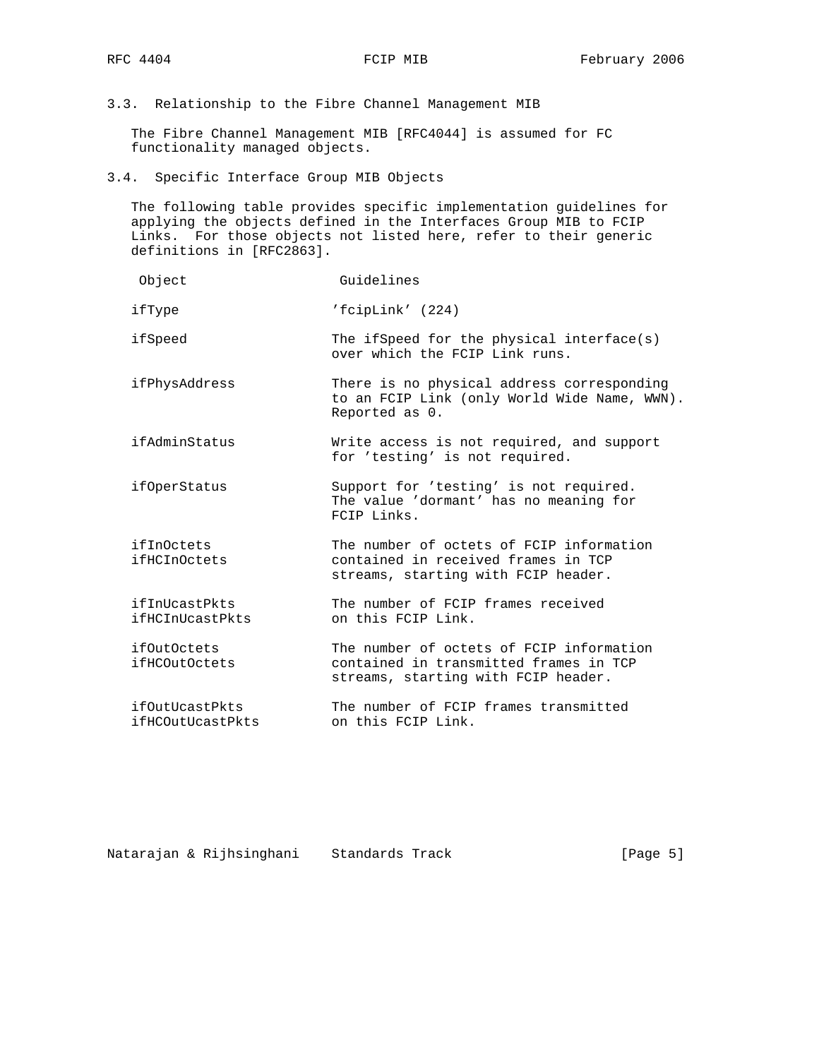### 3.3. Relationship to the Fibre Channel Management MIB

The Fibre Channel Management MIB [RFC4044] is assumed for FC functionality managed objects.

### 3.4. Specific Interface Group MIB Objects

The following table provides specific implementation guidelines for applying the objects defined in the Interfaces Group MIB to FCIP Links. For those objects not listed here, refer to their generic definitions in [RFC2863].

| Object | Guidelines |
|---|---|
| ifType | 'fcipLink' (224) |
| ifSpeed | The ifSpeed for the physical interface(s) over which the FCIP Link runs. |
| ifPhysAddress | There is no physical address corresponding to an FCIP Link (only World Wide Name, WWN). Reported as 0. |
| ifAdminStatus | Write access is not required, and support for 'testing' is not required. |
| ifOperStatus | Support for 'testing' is not required. The value 'dormant' has no meaning for FCIP Links. |
| ifInOctets<br>ifHCInOctets | The number of octets of FCIP information contained in received frames in TCP streams, starting with FCIP header. |
| ifInUcastPkts<br>ifHCInUcastPkts | The number of FCIP frames received on this FCIP Link. |
| ifOutOctets<br>ifHCOutOctets | The number of octets of FCIP information contained in transmitted frames in TCP streams, starting with FCIP header. |
| ifOutUcastPkts<br>ifHCOutUcastPkts | The number of FCIP frames transmitted on this FCIP Link. |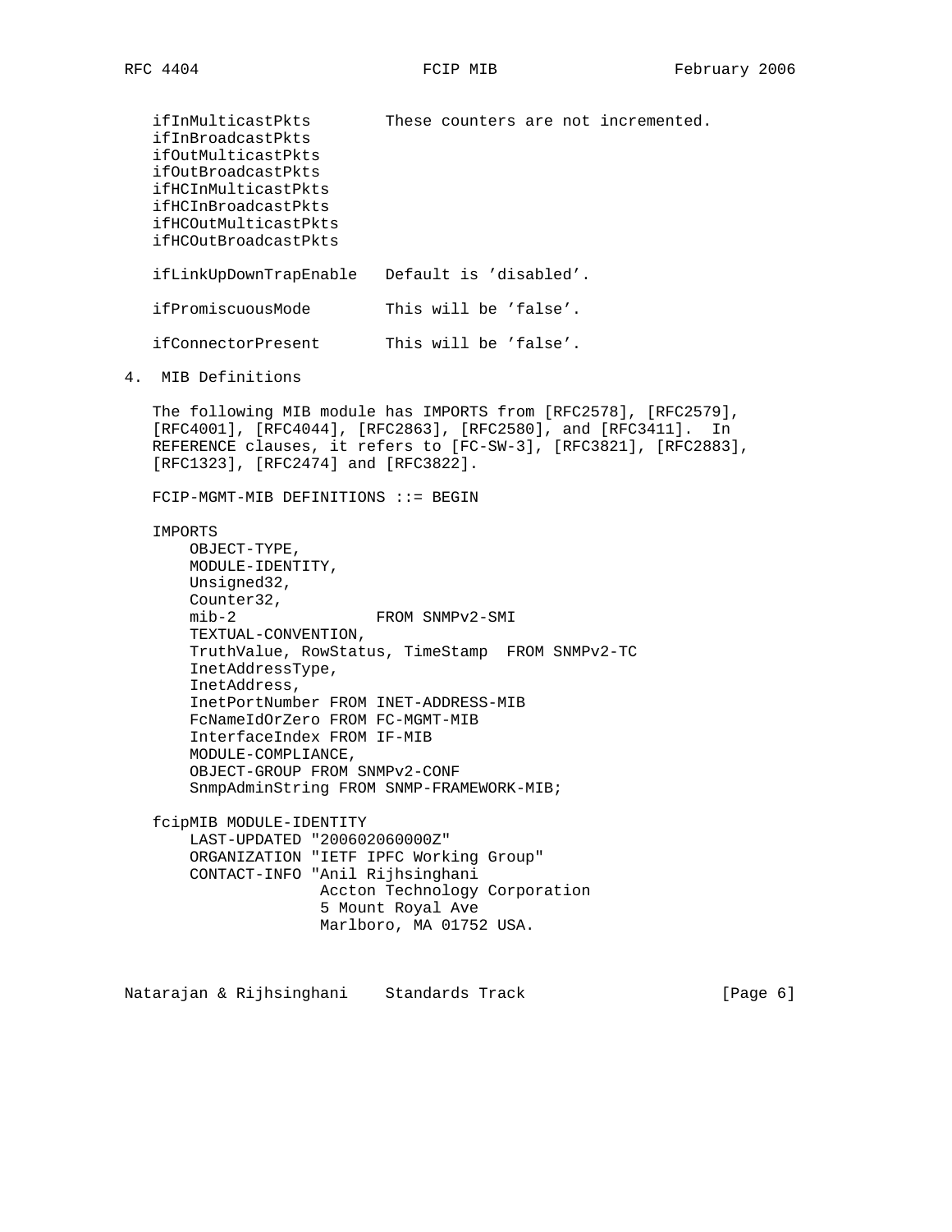```
ifInMulticastPkts        These counters are not incremented.
ifInBroadcastPkts
ifOutMulticastPkts
ifOutBroadcastPkts
ifHCInMulticastPkts
ifHCInBroadcastPkts
ifHCOutMulticastPkts
ifHCOutBroadcastPkts

ifLinkUpDownTrapEnable   Default is 'disabled'.

ifPromiscuousMode        This will be 'false'.

ifConnectorPresent       This will be 'false'.
```

## 4. MIB Definitions

The following MIB module has IMPORTS from [RFC2578], [RFC2579], [RFC4001], [RFC4044], [RFC2863], [RFC2580], and [RFC3411]. In REFERENCE clauses, it refers to [FC-SW-3], [RFC3821], [RFC2883], [RFC1323], [RFC2474] and [RFC3822].

```
FCIP-MGMT-MIB DEFINITIONS ::= BEGIN

IMPORTS
    OBJECT-TYPE,
    MODULE-IDENTITY,
    Unsigned32,
    Counter32,
    mib-2                FROM SNMPv2-SMI
    TEXTUAL-CONVENTION,
    TruthValue, RowStatus, TimeStamp  FROM SNMPv2-TC
    InetAddressType,
    InetAddress,
    InetPortNumber FROM INET-ADDRESS-MIB
    FcNameIdOrZero FROM FC-MGMT-MIB
    InterfaceIndex FROM IF-MIB
    MODULE-COMPLIANCE,
    OBJECT-GROUP FROM SNMPv2-CONF
    SnmpAdminString FROM SNMP-FRAMEWORK-MIB;

fcipMIB MODULE-IDENTITY
    LAST-UPDATED "200602060000Z"
    ORGANIZATION "IETF IPFC Working Group"
    CONTACT-INFO "Anil Rijhsinghani
                  Accton Technology Corporation
                  5 Mount Royal Ave
                  Marlboro, MA 01752 USA.
```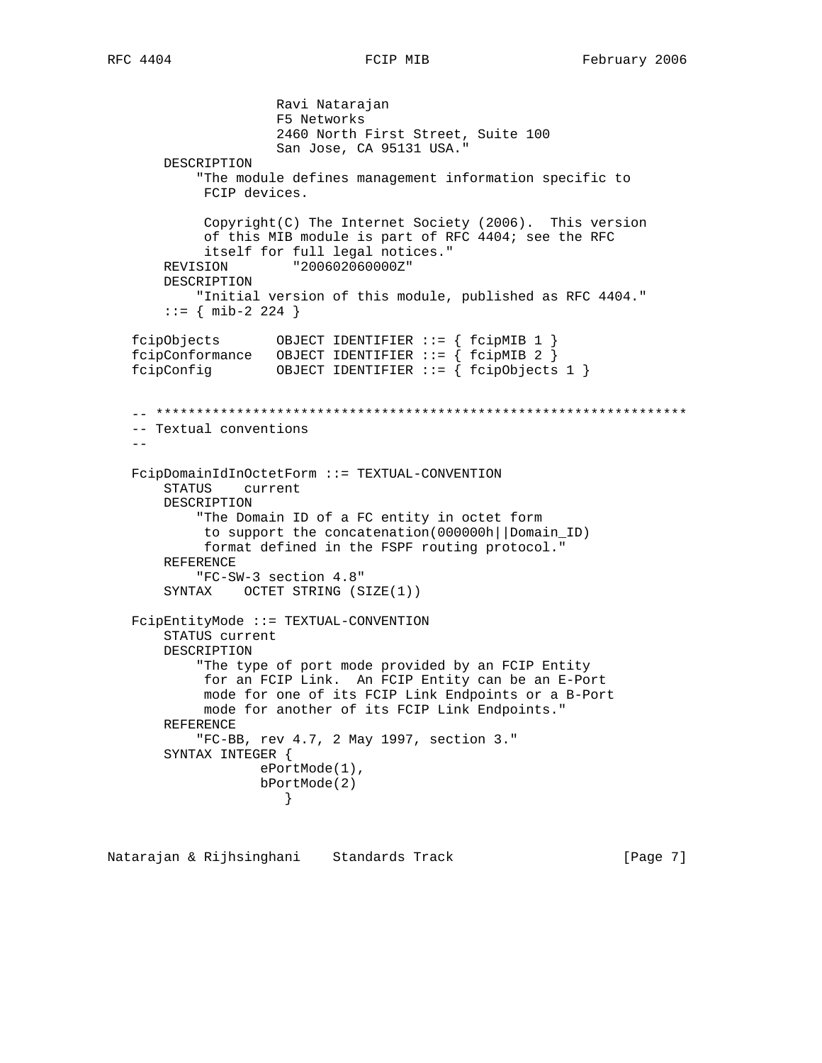```
                    Ravi Natarajan
                    F5 Networks
                    2460 North First Street, Suite 100
                    San Jose, CA 95131 USA."
       DESCRIPTION
           "The module defines management information specific to
            FCIP devices.

            Copyright(C) The Internet Society (2006).  This version
            of this MIB module is part of RFC 4404; see the RFC
            itself for full legal notices."
       REVISION        "200602060000Z"
       DESCRIPTION
           "Initial version of this module, published as RFC 4404."
       ::= { mib-2 224 }

   fcipObjects       OBJECT IDENTIFIER ::= { fcipMIB 1 }
   fcipConformance   OBJECT IDENTIFIER ::= { fcipMIB 2 }
   fcipConfig        OBJECT IDENTIFIER ::= { fcipObjects 1 }


   -- ****************************************************************
   -- Textual conventions
   --

   FcipDomainIdInOctetForm ::= TEXTUAL-CONVENTION
       STATUS    current
       DESCRIPTION
           "The Domain ID of a FC entity in octet form
            to support the concatenation(000000h||Domain_ID)
            format defined in the FSPF routing protocol."
       REFERENCE
           "FC-SW-3 section 4.8"
       SYNTAX    OCTET STRING (SIZE(1))

   FcipEntityMode ::= TEXTUAL-CONVENTION
       STATUS current
       DESCRIPTION
           "The type of port mode provided by an FCIP Entity
            for an FCIP Link.  An FCIP Entity can be an E-Port
            mode for one of its FCIP Link Endpoints or a B-Port
            mode for another of its FCIP Link Endpoints."
       REFERENCE
           "FC-BB, rev 4.7, 2 May 1997, section 3."
       SYNTAX INTEGER {
                  ePortMode(1),
                  bPortMode(2)
                     }
```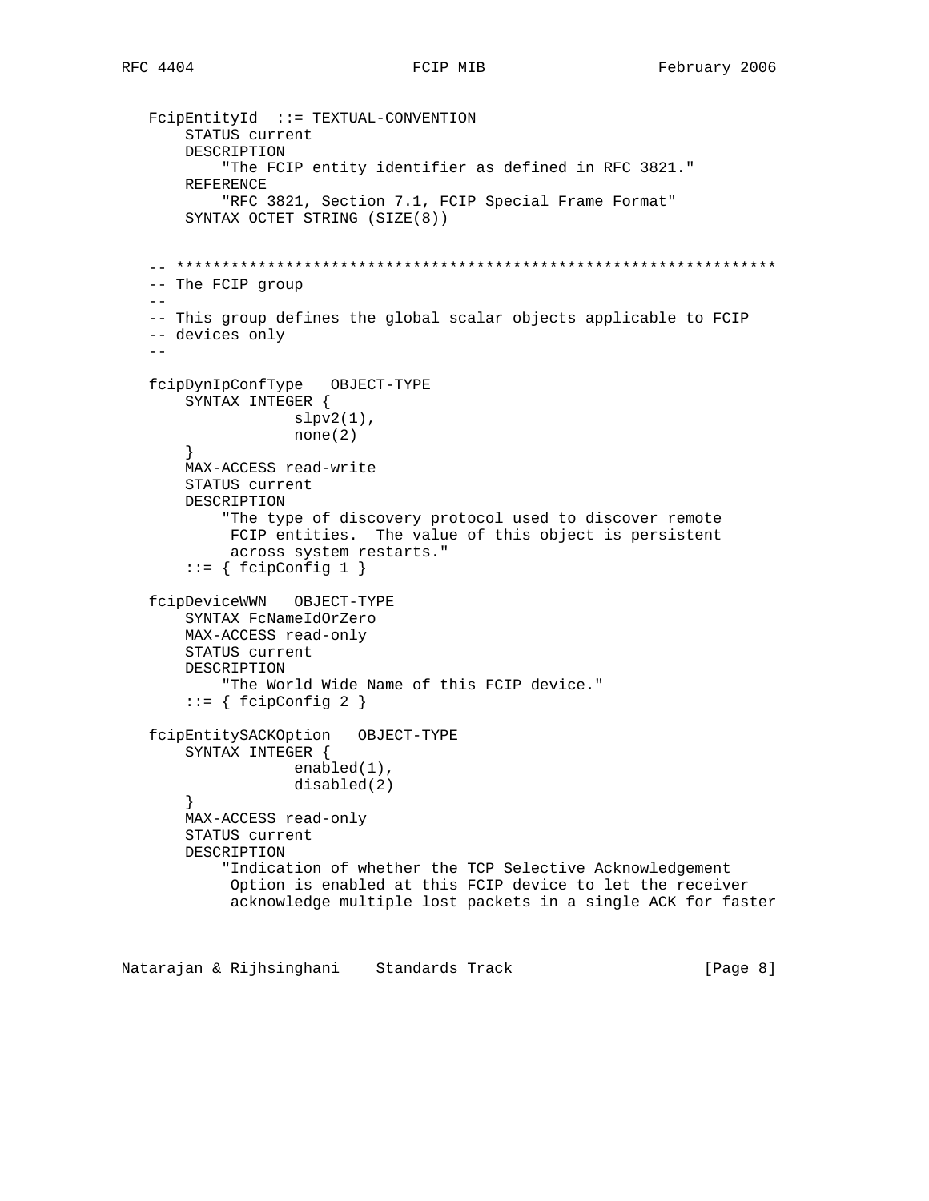```
   FcipEntityId  ::= TEXTUAL-CONVENTION
       STATUS current
       DESCRIPTION
           "The FCIP entity identifier as defined in RFC 3821."
       REFERENCE
           "RFC 3821, Section 7.1, FCIP Special Frame Format"
       SYNTAX OCTET STRING (SIZE(8))


   -- *****************************************************************
   -- The FCIP group
   --
   -- This group defines the global scalar objects applicable to FCIP
   -- devices only
   --

   fcipDynIpConfType   OBJECT-TYPE
       SYNTAX INTEGER {
                   slpv2(1),
                   none(2)
       }
       MAX-ACCESS read-write
       STATUS current
       DESCRIPTION
           "The type of discovery protocol used to discover remote
            FCIP entities.  The value of this object is persistent
            across system restarts."
       ::= { fcipConfig 1 }

   fcipDeviceWWN   OBJECT-TYPE
       SYNTAX FcNameIdOrZero
       MAX-ACCESS read-only
       STATUS current
       DESCRIPTION
           "The World Wide Name of this FCIP device."
       ::= { fcipConfig 2 }

   fcipEntitySACKOption   OBJECT-TYPE
       SYNTAX INTEGER {
                   enabled(1),
                   disabled(2)
       }
       MAX-ACCESS read-only
       STATUS current
       DESCRIPTION
           "Indication of whether the TCP Selective Acknowledgement
            Option is enabled at this FCIP device to let the receiver
            acknowledge multiple lost packets in a single ACK for faster
```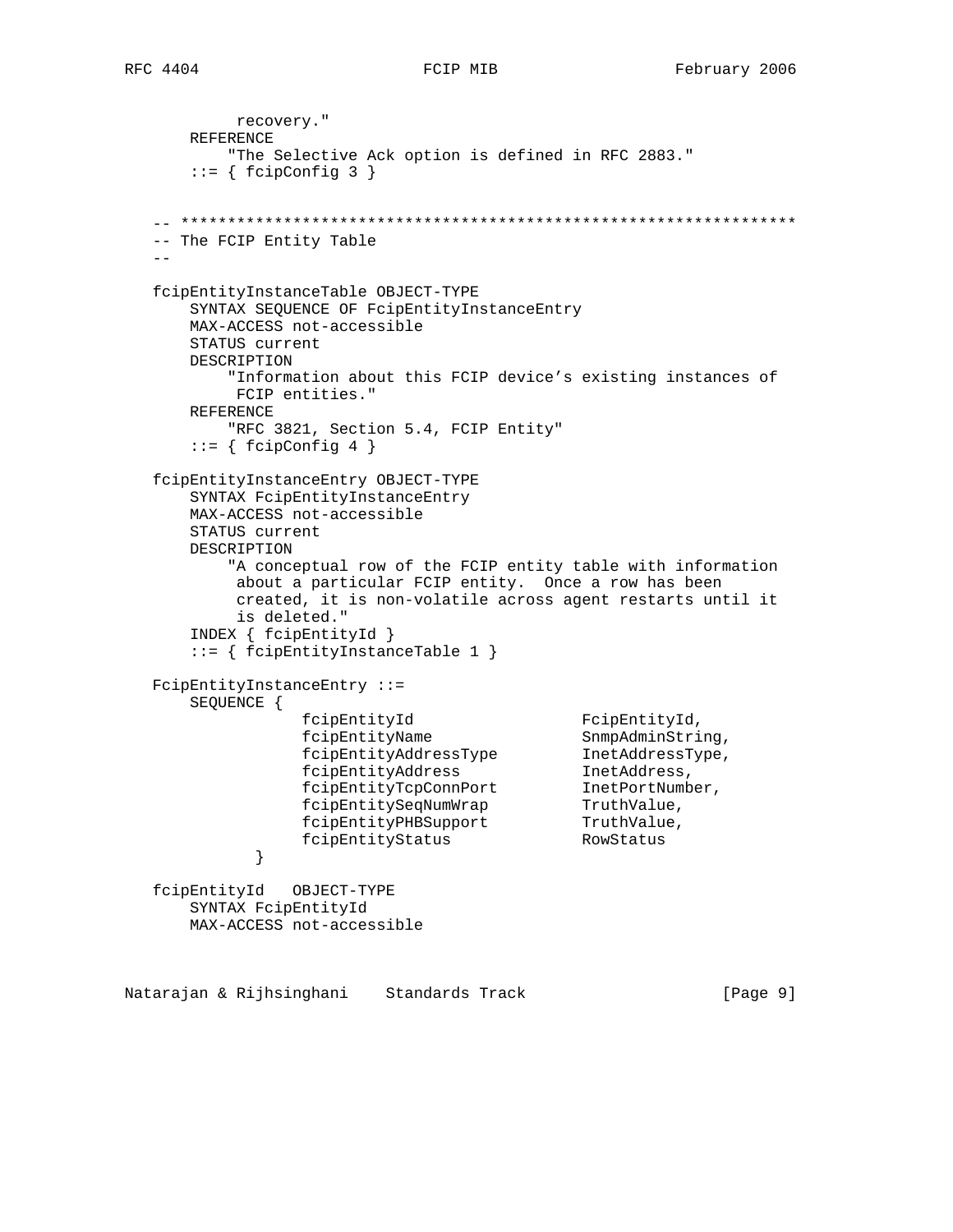```
          recovery."
      REFERENCE
          "The Selective Ack option is defined in RFC 2883."
      ::= { fcipConfig 3 }


   -- ******************************************************************
   -- The FCIP Entity Table
   --

   fcipEntityInstanceTable OBJECT-TYPE
       SYNTAX SEQUENCE OF FcipEntityInstanceEntry
       MAX-ACCESS not-accessible
       STATUS current
       DESCRIPTION
           "Information about this FCIP device's existing instances of
            FCIP entities."
       REFERENCE
           "RFC 3821, Section 5.4, FCIP Entity"
       ::= { fcipConfig 4 }

   fcipEntityInstanceEntry OBJECT-TYPE
       SYNTAX FcipEntityInstanceEntry
       MAX-ACCESS not-accessible
       STATUS current
       DESCRIPTION
           "A conceptual row of the FCIP entity table with information
            about a particular FCIP entity.  Once a row has been
            created, it is non-volatile across agent restarts until it
            is deleted."
       INDEX { fcipEntityId }
       ::= { fcipEntityInstanceTable 1 }

   FcipEntityInstanceEntry ::=
       SEQUENCE {
                fcipEntityId                   FcipEntityId,
                fcipEntityName                 SnmpAdminString,
                fcipEntityAddressType          InetAddressType,
                fcipEntityAddress              InetAddress,
                fcipEntityTcpConnPort          InetPortNumber,
                fcipEntitySeqNumWrap           TruthValue,
                fcipEntityPHBSupport           TruthValue,
                fcipEntityStatus               RowStatus
           }

   fcipEntityId   OBJECT-TYPE
       SYNTAX FcipEntityId
       MAX-ACCESS not-accessible
```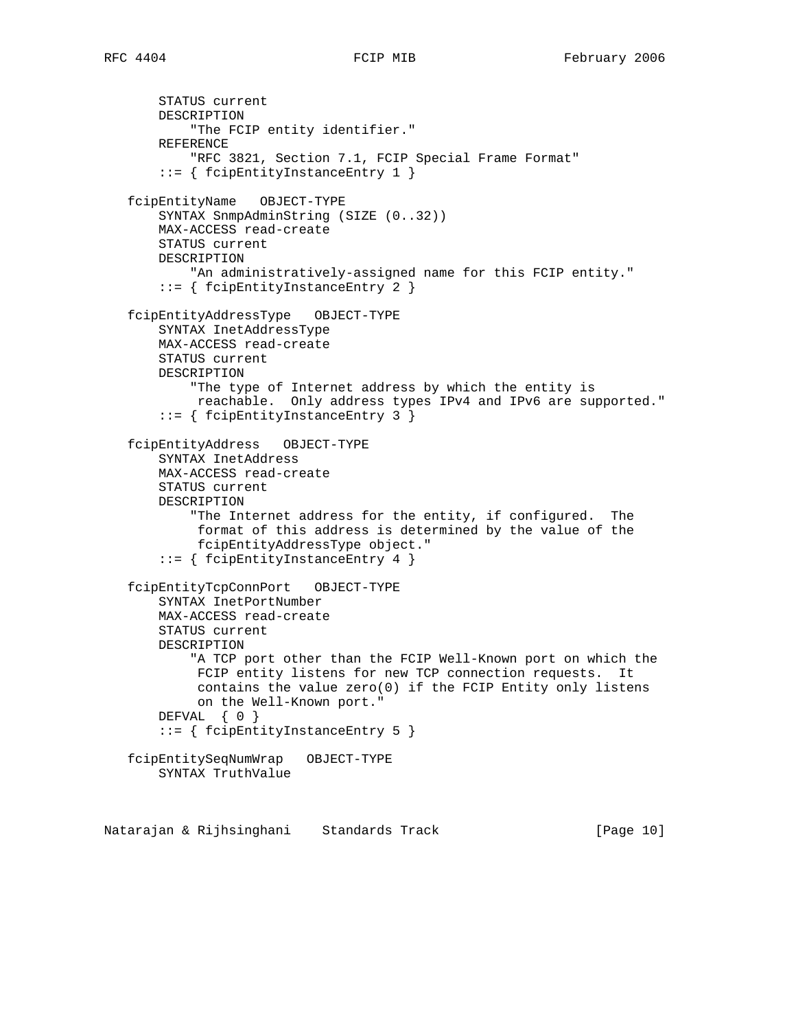```
        STATUS current
        DESCRIPTION
            "The FCIP entity identifier."
        REFERENCE
            "RFC 3821, Section 7.1, FCIP Special Frame Format"
        ::= { fcipEntityInstanceEntry 1 }

    fcipEntityName   OBJECT-TYPE
        SYNTAX SnmpAdminString (SIZE (0..32))
        MAX-ACCESS read-create
        STATUS current
        DESCRIPTION
            "An administratively-assigned name for this FCIP entity."
        ::= { fcipEntityInstanceEntry 2 }

    fcipEntityAddressType   OBJECT-TYPE
        SYNTAX InetAddressType
        MAX-ACCESS read-create
        STATUS current
        DESCRIPTION
            "The type of Internet address by which the entity is
             reachable.  Only address types IPv4 and IPv6 are supported."
        ::= { fcipEntityInstanceEntry 3 }

    fcipEntityAddress   OBJECT-TYPE
        SYNTAX InetAddress
        MAX-ACCESS read-create
        STATUS current
        DESCRIPTION
            "The Internet address for the entity, if configured.  The
             format of this address is determined by the value of the
             fcipEntityAddressType object."
        ::= { fcipEntityInstanceEntry 4 }

    fcipEntityTcpConnPort   OBJECT-TYPE
        SYNTAX InetPortNumber
        MAX-ACCESS read-create
        STATUS current
        DESCRIPTION
            "A TCP port other than the FCIP Well-Known port on which the
             FCIP entity listens for new TCP connection requests.  It
             contains the value zero(0) if the FCIP Entity only listens
             on the Well-Known port."
        DEFVAL  { 0 }
        ::= { fcipEntityInstanceEntry 5 }

    fcipEntitySeqNumWrap   OBJECT-TYPE
        SYNTAX TruthValue
```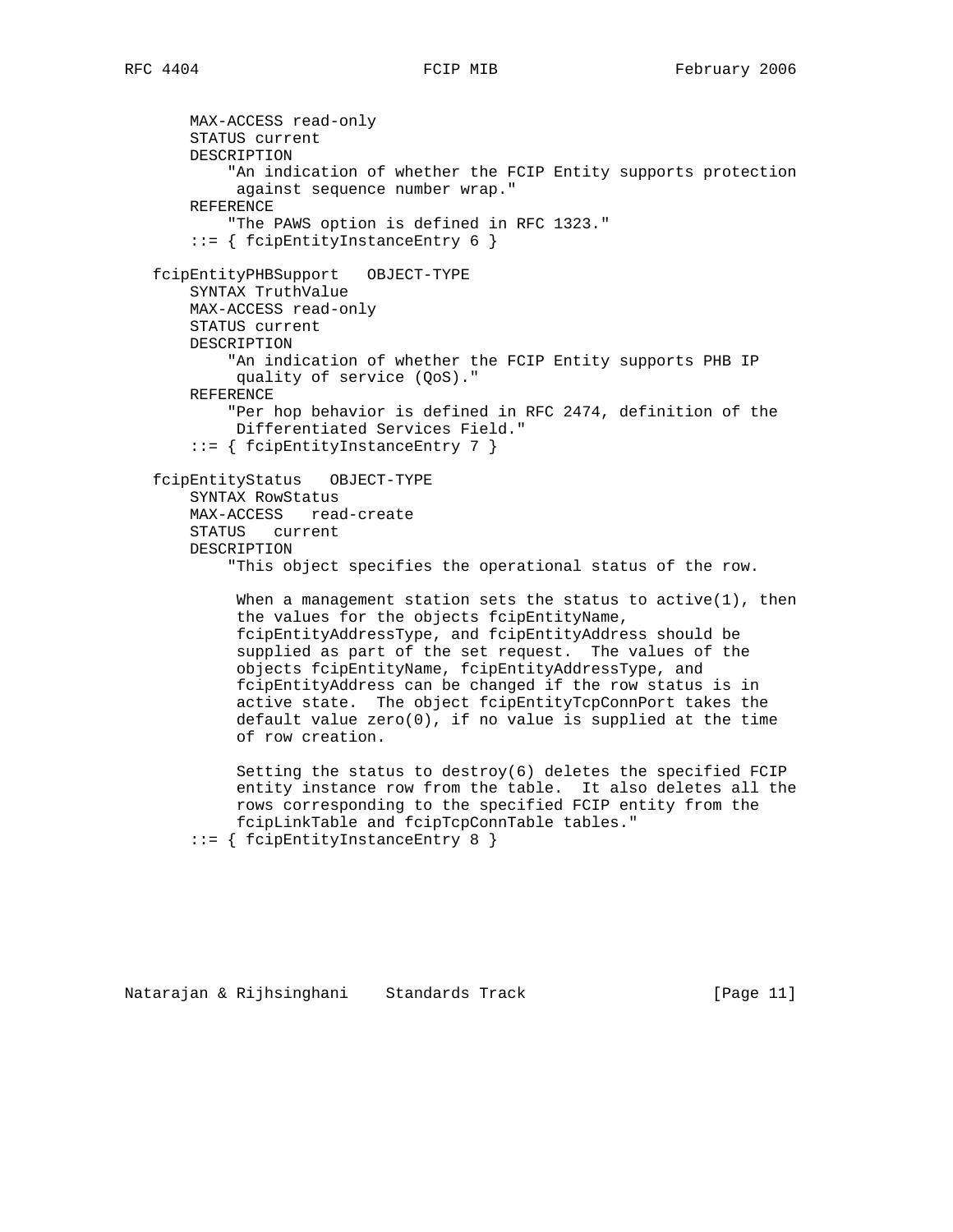```
       MAX-ACCESS read-only
       STATUS current
       DESCRIPTION
           "An indication of whether the FCIP Entity supports protection
            against sequence number wrap."
       REFERENCE
           "The PAWS option is defined in RFC 1323."
       ::= { fcipEntityInstanceEntry 6 }

   fcipEntityPHBSupport   OBJECT-TYPE
       SYNTAX TruthValue
       MAX-ACCESS read-only
       STATUS current
       DESCRIPTION
           "An indication of whether the FCIP Entity supports PHB IP
            quality of service (QoS)."
       REFERENCE
           "Per hop behavior is defined in RFC 2474, definition of the
            Differentiated Services Field."
       ::= { fcipEntityInstanceEntry 7 }

   fcipEntityStatus   OBJECT-TYPE
       SYNTAX RowStatus
       MAX-ACCESS   read-create
       STATUS   current
       DESCRIPTION
           "This object specifies the operational status of the row.

            When a management station sets the status to active(1), then
            the values for the objects fcipEntityName,
            fcipEntityAddressType, and fcipEntityAddress should be
            supplied as part of the set request.  The values of the
            objects fcipEntityName, fcipEntityAddressType, and
            fcipEntityAddress can be changed if the row status is in
            active state.  The object fcipEntityTcpConnPort takes the
            default value zero(0), if no value is supplied at the time
            of row creation.

            Setting the status to destroy(6) deletes the specified FCIP
            entity instance row from the table.  It also deletes all the
            rows corresponding to the specified FCIP entity from the
            fcipLinkTable and fcipTcpConnTable tables."
       ::= { fcipEntityInstanceEntry 8 }
```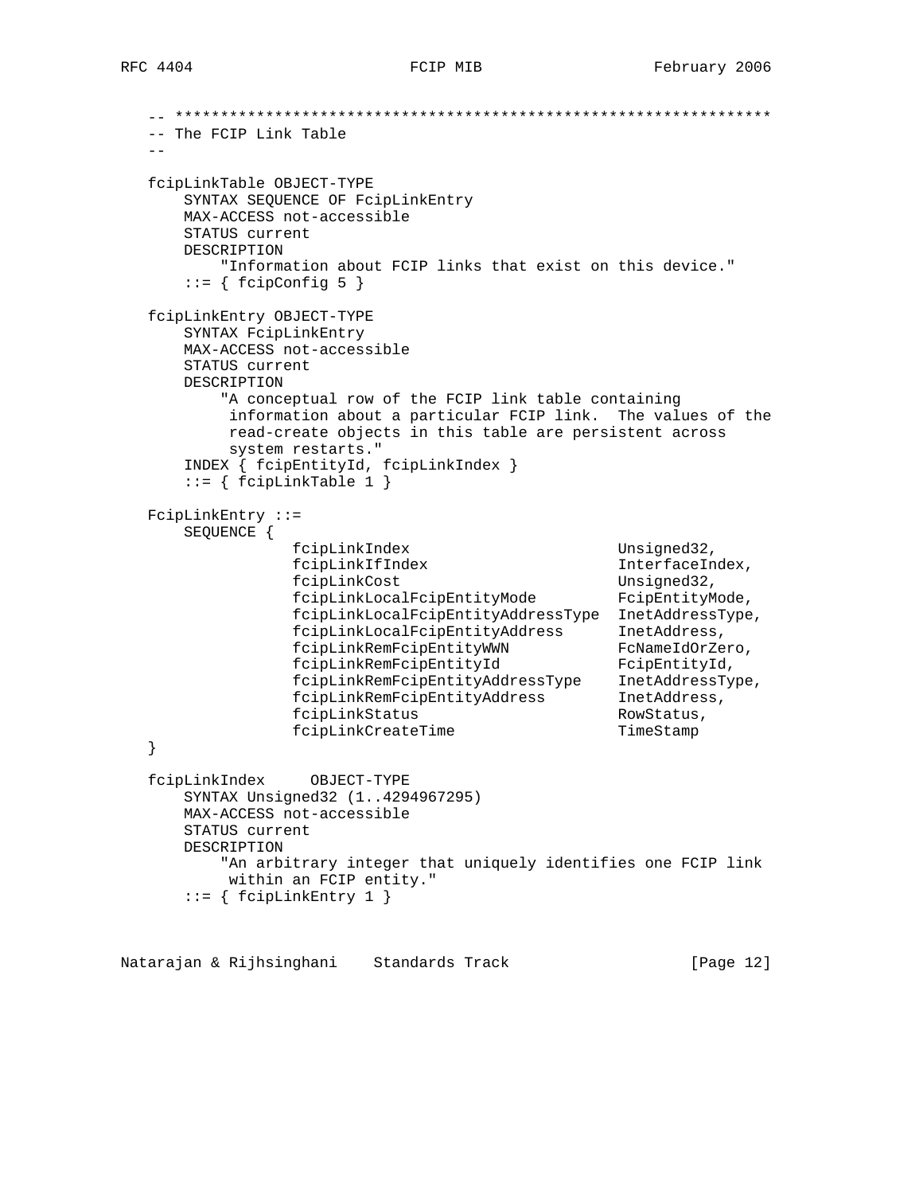```
-- *******************************************************************
-- The FCIP Link Table
--

fcipLinkTable OBJECT-TYPE
    SYNTAX SEQUENCE OF FcipLinkEntry
    MAX-ACCESS not-accessible
    STATUS current
    DESCRIPTION
        "Information about FCIP links that exist on this device."
    ::= { fcipConfig 5 }

fcipLinkEntry OBJECT-TYPE
    SYNTAX FcipLinkEntry
    MAX-ACCESS not-accessible
    STATUS current
    DESCRIPTION
        "A conceptual row of the FCIP link table containing
         information about a particular FCIP link.  The values of the
         read-create objects in this table are persistent across
         system restarts."
    INDEX { fcipEntityId, fcipLinkIndex }
    ::= { fcipLinkTable 1 }

FcipLinkEntry ::=
    SEQUENCE {
                fcipLinkIndex                       Unsigned32,
                fcipLinkIfIndex                     InterfaceIndex,
                fcipLinkCost                        Unsigned32,
                fcipLinkLocalFcipEntityMode         FcipEntityMode,
                fcipLinkLocalFcipEntityAddressType  InetAddressType,
                fcipLinkLocalFcipEntityAddress      InetAddress,
                fcipLinkRemFcipEntityWWN            FcNameIdOrZero,
                fcipLinkRemFcipEntityId             FcipEntityId,
                fcipLinkRemFcipEntityAddressType    InetAddressType,
                fcipLinkRemFcipEntityAddress        InetAddress,
                fcipLinkStatus                      RowStatus,
                fcipLinkCreateTime                  TimeStamp
}

fcipLinkIndex     OBJECT-TYPE
    SYNTAX Unsigned32 (1..4294967295)
    MAX-ACCESS not-accessible
    STATUS current
    DESCRIPTION
        "An arbitrary integer that uniquely identifies one FCIP link
         within an FCIP entity."
    ::= { fcipLinkEntry 1 }
```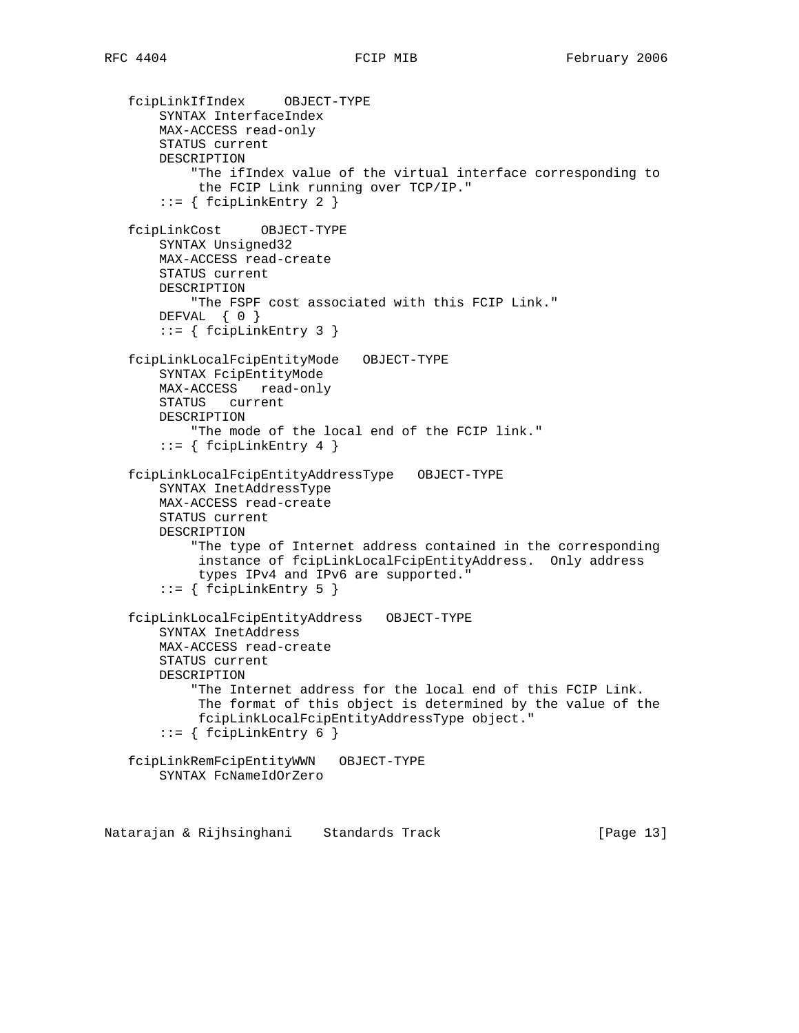```
   fcipLinkIfIndex     OBJECT-TYPE
       SYNTAX InterfaceIndex
       MAX-ACCESS read-only
       STATUS current
       DESCRIPTION
           "The ifIndex value of the virtual interface corresponding to
            the FCIP Link running over TCP/IP."
       ::= { fcipLinkEntry 2 }

   fcipLinkCost     OBJECT-TYPE
       SYNTAX Unsigned32
       MAX-ACCESS read-create
       STATUS current
       DESCRIPTION
           "The FSPF cost associated with this FCIP Link."
       DEFVAL  { 0 }
       ::= { fcipLinkEntry 3 }

   fcipLinkLocalFcipEntityMode   OBJECT-TYPE
       SYNTAX FcipEntityMode
       MAX-ACCESS   read-only
       STATUS   current
       DESCRIPTION
           "The mode of the local end of the FCIP link."
       ::= { fcipLinkEntry 4 }

   fcipLinkLocalFcipEntityAddressType   OBJECT-TYPE
       SYNTAX InetAddressType
       MAX-ACCESS read-create
       STATUS current
       DESCRIPTION
           "The type of Internet address contained in the corresponding
            instance of fcipLinkLocalFcipEntityAddress.  Only address
            types IPv4 and IPv6 are supported."
       ::= { fcipLinkEntry 5 }

   fcipLinkLocalFcipEntityAddress   OBJECT-TYPE
       SYNTAX InetAddress
       MAX-ACCESS read-create
       STATUS current
       DESCRIPTION
           "The Internet address for the local end of this FCIP Link.
            The format of this object is determined by the value of the
            fcipLinkLocalFcipEntityAddressType object."
       ::= { fcipLinkEntry 6 }

   fcipLinkRemFcipEntityWWN   OBJECT-TYPE
       SYNTAX FcNameIdOrZero
```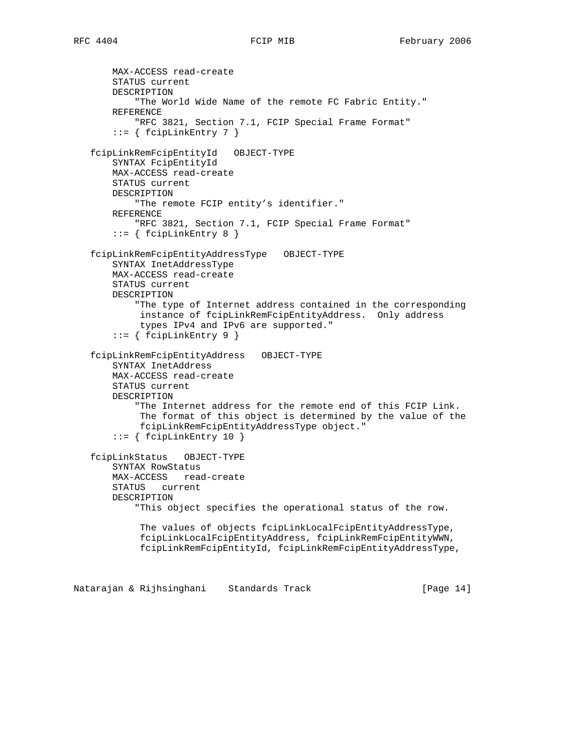```
       MAX-ACCESS read-create
       STATUS current
       DESCRIPTION
           "The World Wide Name of the remote FC Fabric Entity."
       REFERENCE
           "RFC 3821, Section 7.1, FCIP Special Frame Format"
       ::= { fcipLinkEntry 7 }

   fcipLinkRemFcipEntityId   OBJECT-TYPE
       SYNTAX FcipEntityId
       MAX-ACCESS read-create
       STATUS current
       DESCRIPTION
           "The remote FCIP entity's identifier."
       REFERENCE
           "RFC 3821, Section 7.1, FCIP Special Frame Format"
       ::= { fcipLinkEntry 8 }

   fcipLinkRemFcipEntityAddressType   OBJECT-TYPE
       SYNTAX InetAddressType
       MAX-ACCESS read-create
       STATUS current
       DESCRIPTION
           "The type of Internet address contained in the corresponding
            instance of fcipLinkRemFcipEntityAddress.  Only address
            types IPv4 and IPv6 are supported."
       ::= { fcipLinkEntry 9 }

   fcipLinkRemFcipEntityAddress   OBJECT-TYPE
       SYNTAX InetAddress
       MAX-ACCESS read-create
       STATUS current
       DESCRIPTION
           "The Internet address for the remote end of this FCIP Link.
            The format of this object is determined by the value of the
            fcipLinkRemFcipEntityAddressType object."
       ::= { fcipLinkEntry 10 }

   fcipLinkStatus   OBJECT-TYPE
       SYNTAX RowStatus
       MAX-ACCESS   read-create
       STATUS   current
       DESCRIPTION
           "This object specifies the operational status of the row.

            The values of objects fcipLinkLocalFcipEntityAddressType,
            fcipLinkLocalFcipEntityAddress, fcipLinkRemFcipEntityWWN,
            fcipLinkRemFcipEntityId, fcipLinkRemFcipEntityAddressType,
```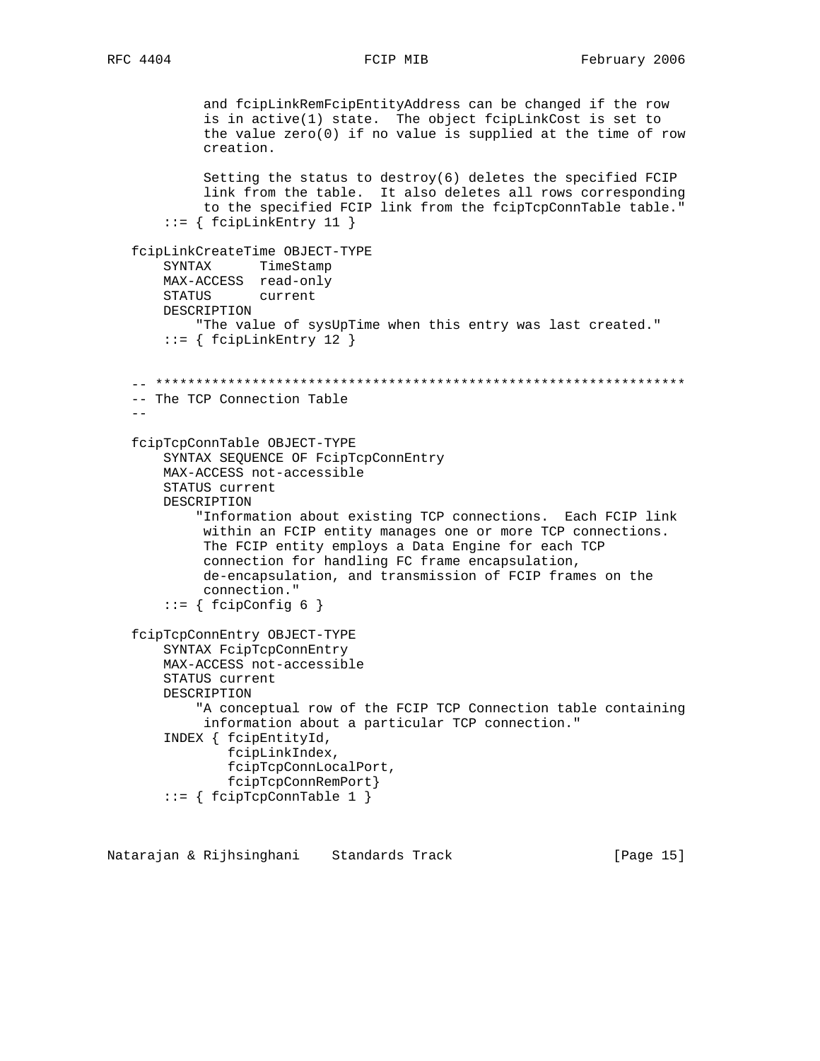```
           and fcipLinkRemFcipEntityAddress can be changed if the row
           is in active(1) state.  The object fcipLinkCost is set to
           the value zero(0) if no value is supplied at the time of row
           creation.

           Setting the status to destroy(6) deletes the specified FCIP
           link from the table.  It also deletes all rows corresponding
           to the specified FCIP link from the fcipTcpConnTable table."
       ::= { fcipLinkEntry 11 }

   fcipLinkCreateTime OBJECT-TYPE
       SYNTAX      TimeStamp
       MAX-ACCESS  read-only
       STATUS      current
       DESCRIPTION
           "The value of sysUpTime when this entry was last created."
       ::= { fcipLinkEntry 12 }


   -- ******************************************************************
   -- The TCP Connection Table
   --

   fcipTcpConnTable OBJECT-TYPE
       SYNTAX SEQUENCE OF FcipTcpConnEntry
       MAX-ACCESS not-accessible
       STATUS current
       DESCRIPTION
           "Information about existing TCP connections.  Each FCIP link
           within an FCIP entity manages one or more TCP connections.
           The FCIP entity employs a Data Engine for each TCP
           connection for handling FC frame encapsulation,
           de-encapsulation, and transmission of FCIP frames on the
           connection."
       ::= { fcipConfig 6 }

   fcipTcpConnEntry OBJECT-TYPE
       SYNTAX FcipTcpConnEntry
       MAX-ACCESS not-accessible
       STATUS current
       DESCRIPTION
           "A conceptual row of the FCIP TCP Connection table containing
           information about a particular TCP connection."
       INDEX { fcipEntityId,
               fcipLinkIndex,
               fcipTcpConnLocalPort,
               fcipTcpConnRemPort}
       ::= { fcipTcpConnTable 1 }
```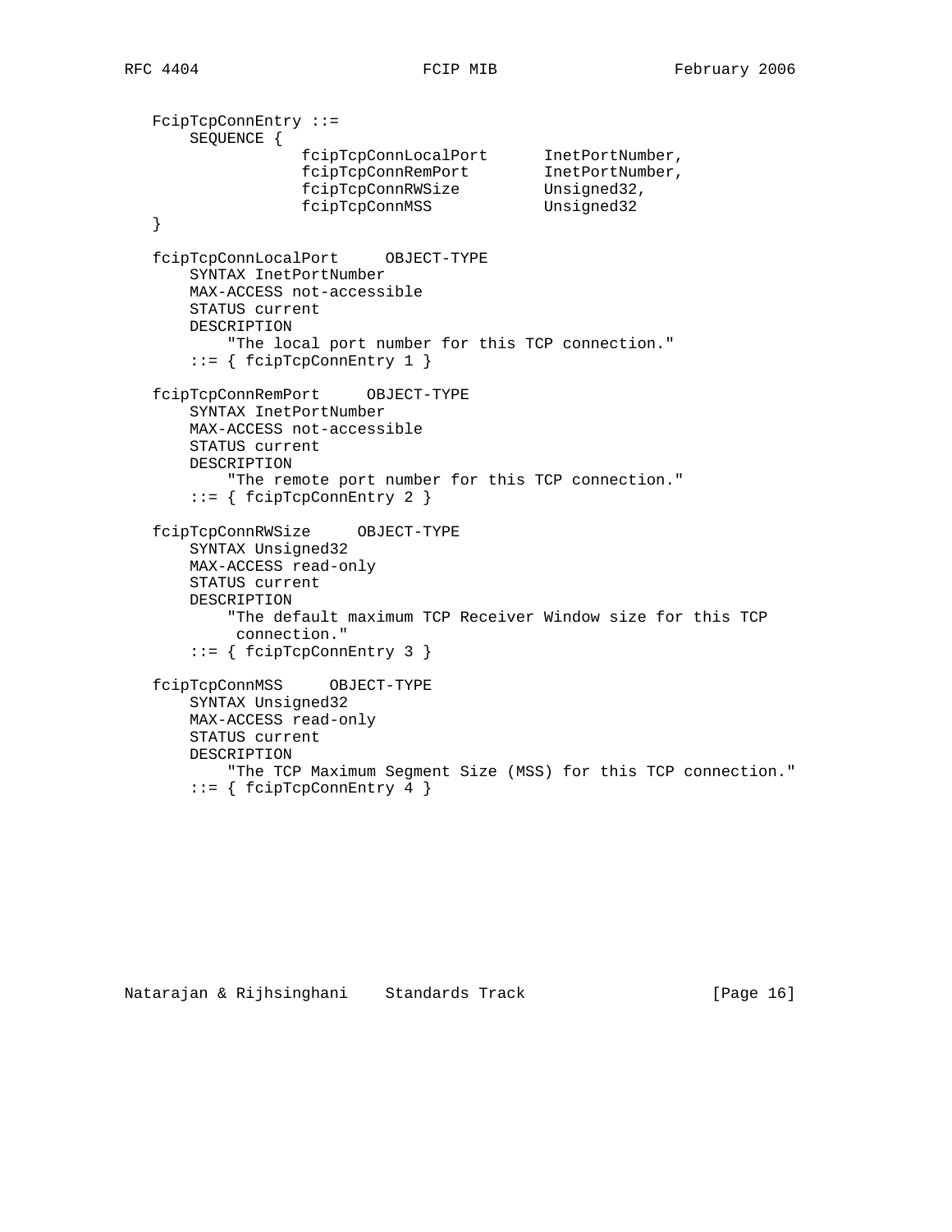```
   FcipTcpConnEntry ::=
       SEQUENCE {
                   fcipTcpConnLocalPort      InetPortNumber,
                   fcipTcpConnRemPort        InetPortNumber,
                   fcipTcpConnRWSize         Unsigned32,
                   fcipTcpConnMSS            Unsigned32
   }

   fcipTcpConnLocalPort     OBJECT-TYPE
       SYNTAX InetPortNumber
       MAX-ACCESS not-accessible
       STATUS current
       DESCRIPTION
           "The local port number for this TCP connection."
       ::= { fcipTcpConnEntry 1 }

   fcipTcpConnRemPort     OBJECT-TYPE
       SYNTAX InetPortNumber
       MAX-ACCESS not-accessible
       STATUS current
       DESCRIPTION
           "The remote port number for this TCP connection."
       ::= { fcipTcpConnEntry 2 }

   fcipTcpConnRWSize     OBJECT-TYPE
       SYNTAX Unsigned32
       MAX-ACCESS read-only
       STATUS current
       DESCRIPTION
           "The default maximum TCP Receiver Window size for this TCP
            connection."
       ::= { fcipTcpConnEntry 3 }

   fcipTcpConnMSS     OBJECT-TYPE
       SYNTAX Unsigned32
       MAX-ACCESS read-only
       STATUS current
       DESCRIPTION
           "The TCP Maximum Segment Size (MSS) for this TCP connection."
       ::= { fcipTcpConnEntry 4 }
```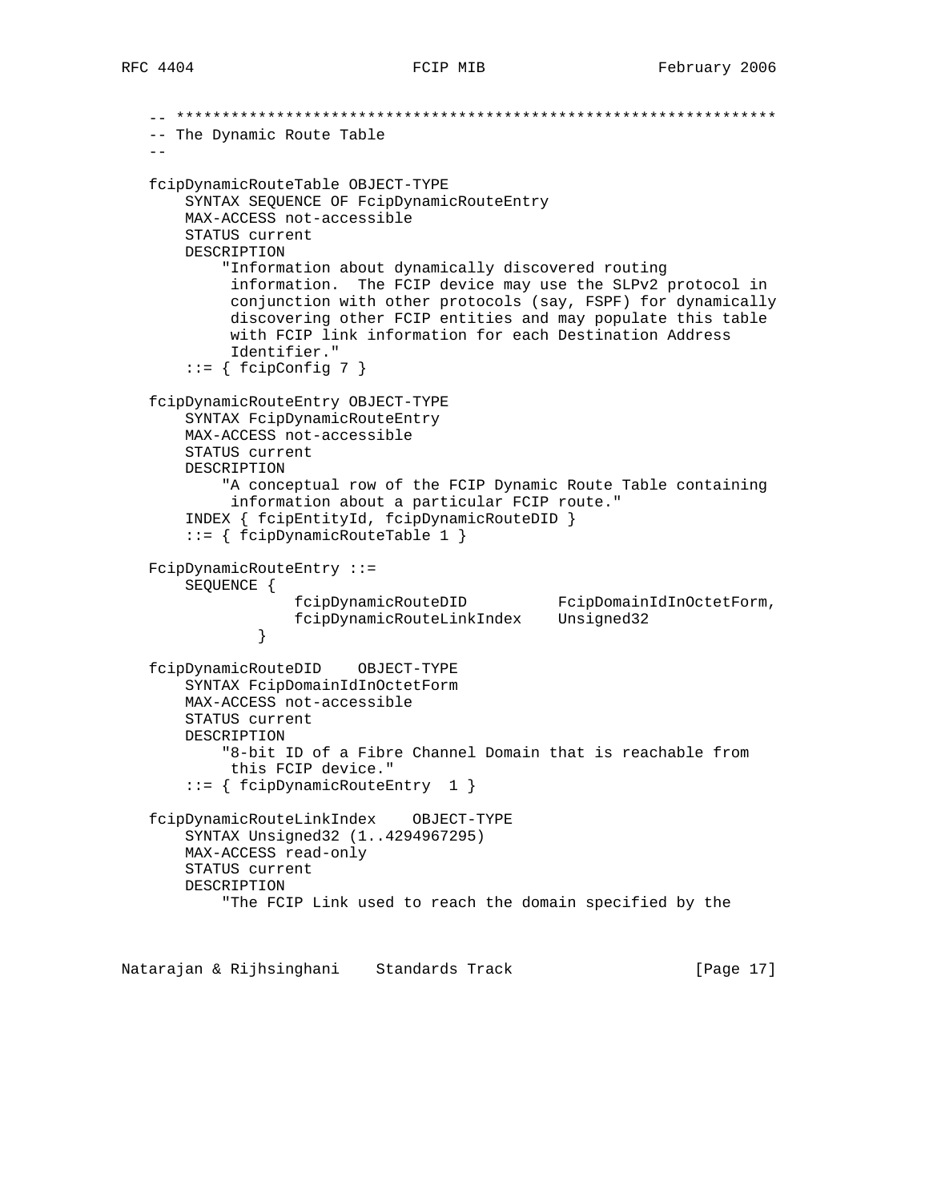```
-- *******************************************************************
-- The Dynamic Route Table
--

fcipDynamicRouteTable OBJECT-TYPE
    SYNTAX SEQUENCE OF FcipDynamicRouteEntry
    MAX-ACCESS not-accessible
    STATUS current
    DESCRIPTION
        "Information about dynamically discovered routing
         information.  The FCIP device may use the SLPv2 protocol in
         conjunction with other protocols (say, FSPF) for dynamically
         discovering other FCIP entities and may populate this table
         with FCIP link information for each Destination Address
         Identifier."
    ::= { fcipConfig 7 }

fcipDynamicRouteEntry OBJECT-TYPE
    SYNTAX FcipDynamicRouteEntry
    MAX-ACCESS not-accessible
    STATUS current
    DESCRIPTION
        "A conceptual row of the FCIP Dynamic Route Table containing
         information about a particular FCIP route."
    INDEX { fcipEntityId, fcipDynamicRouteDID }
    ::= { fcipDynamicRouteTable 1 }

FcipDynamicRouteEntry ::=
    SEQUENCE {
                fcipDynamicRouteDID          FcipDomainIdInOctetForm,
                fcipDynamicRouteLinkIndex    Unsigned32
            }

fcipDynamicRouteDID    OBJECT-TYPE
    SYNTAX FcipDomainIdInOctetForm
    MAX-ACCESS not-accessible
    STATUS current
    DESCRIPTION
        "8-bit ID of a Fibre Channel Domain that is reachable from
         this FCIP device."
    ::= { fcipDynamicRouteEntry  1 }

fcipDynamicRouteLinkIndex    OBJECT-TYPE
    SYNTAX Unsigned32 (1..4294967295)
    MAX-ACCESS read-only
    STATUS current
    DESCRIPTION
        "The FCIP Link used to reach the domain specified by the
```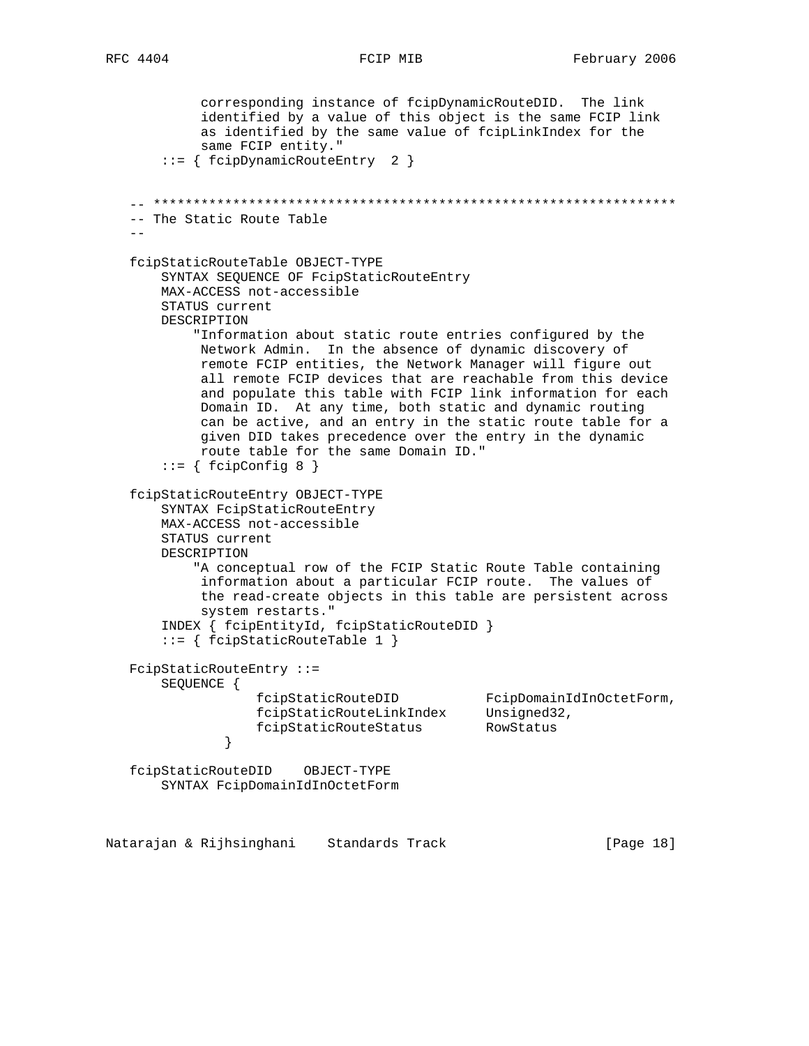```
           corresponding instance of fcipDynamicRouteDID.  The link
           identified by a value of this object is the same FCIP link
           as identified by the same value of fcipLinkIndex for the
           same FCIP entity."
       ::= { fcipDynamicRouteEntry  2 }


   -- *****************************************************************
   -- The Static Route Table
   --

   fcipStaticRouteTable OBJECT-TYPE
       SYNTAX SEQUENCE OF FcipStaticRouteEntry
       MAX-ACCESS not-accessible
       STATUS current
       DESCRIPTION
           "Information about static route entries configured by the
           Network Admin.  In the absence of dynamic discovery of
           remote FCIP entities, the Network Manager will figure out
           all remote FCIP devices that are reachable from this device
           and populate this table with FCIP link information for each
           Domain ID.  At any time, both static and dynamic routing
           can be active, and an entry in the static route table for a
           given DID takes precedence over the entry in the dynamic
           route table for the same Domain ID."
       ::= { fcipConfig 8 }

   fcipStaticRouteEntry OBJECT-TYPE
       SYNTAX FcipStaticRouteEntry
       MAX-ACCESS not-accessible
       STATUS current
       DESCRIPTION
           "A conceptual row of the FCIP Static Route Table containing
           information about a particular FCIP route.  The values of
           the read-create objects in this table are persistent across
           system restarts."
       INDEX { fcipEntityId, fcipStaticRouteDID }
       ::= { fcipStaticRouteTable 1 }

   FcipStaticRouteEntry ::=
       SEQUENCE {
                 fcipStaticRouteDID           FcipDomainIdInOctetForm,
                 fcipStaticRouteLinkIndex     Unsigned32,
                 fcipStaticRouteStatus        RowStatus
               }

   fcipStaticRouteDID    OBJECT-TYPE
       SYNTAX FcipDomainIdInOctetForm
```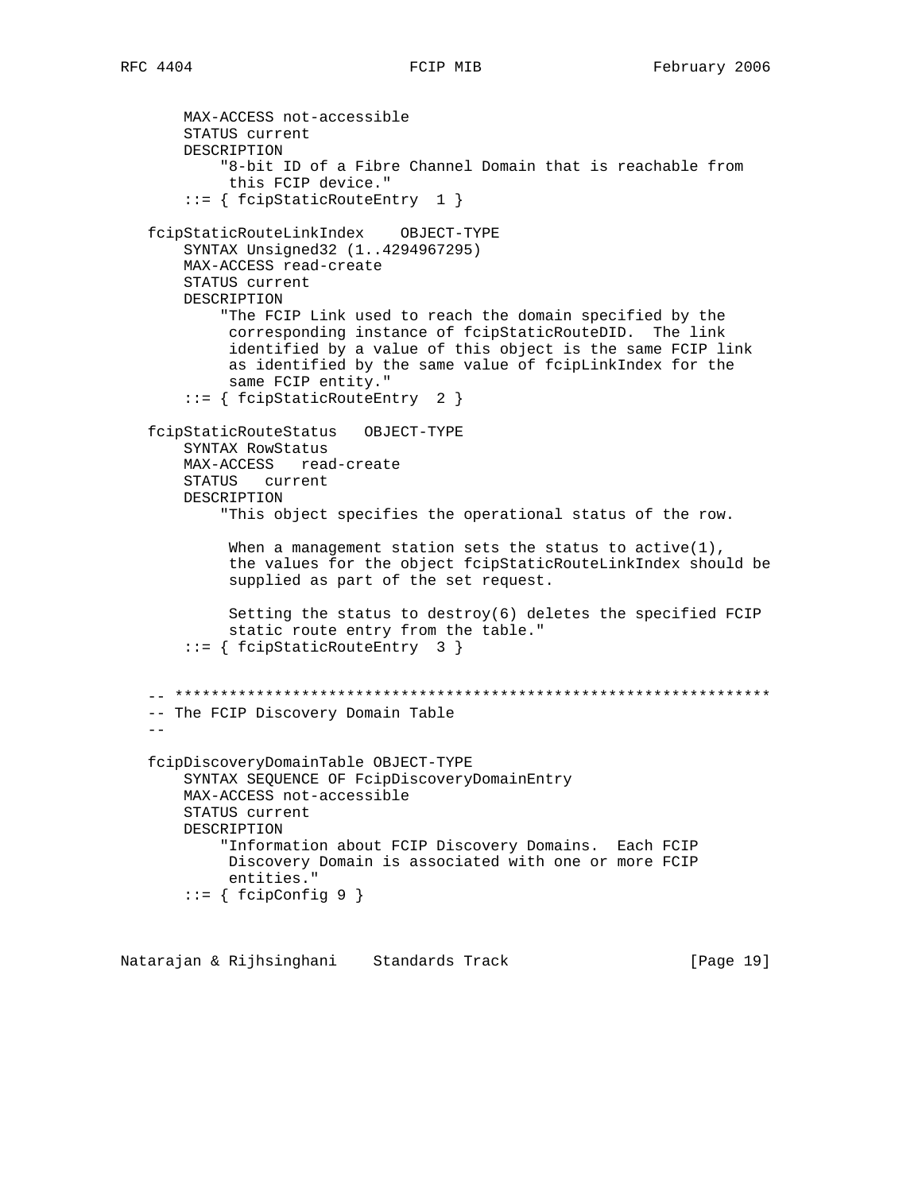```
       MAX-ACCESS not-accessible
       STATUS current
       DESCRIPTION
           "8-bit ID of a Fibre Channel Domain that is reachable from
            this FCIP device."
       ::= { fcipStaticRouteEntry  1 }

   fcipStaticRouteLinkIndex    OBJECT-TYPE
       SYNTAX Unsigned32 (1..4294967295)
       MAX-ACCESS read-create
       STATUS current
       DESCRIPTION
           "The FCIP Link used to reach the domain specified by the
            corresponding instance of fcipStaticRouteDID.  The link
            identified by a value of this object is the same FCIP link
            as identified by the same value of fcipLinkIndex for the
            same FCIP entity."
       ::= { fcipStaticRouteEntry  2 }

   fcipStaticRouteStatus   OBJECT-TYPE
       SYNTAX RowStatus
       MAX-ACCESS   read-create
       STATUS   current
       DESCRIPTION
           "This object specifies the operational status of the row.

            When a management station sets the status to active(1),
            the values for the object fcipStaticRouteLinkIndex should be
            supplied as part of the set request.

            Setting the status to destroy(6) deletes the specified FCIP
            static route entry from the table."
       ::= { fcipStaticRouteEntry  3 }


   -- ******************************************************************
   -- The FCIP Discovery Domain Table
   --

   fcipDiscoveryDomainTable OBJECT-TYPE
       SYNTAX SEQUENCE OF FcipDiscoveryDomainEntry
       MAX-ACCESS not-accessible
       STATUS current
       DESCRIPTION
           "Information about FCIP Discovery Domains.  Each FCIP
            Discovery Domain is associated with one or more FCIP
            entities."
       ::= { fcipConfig 9 }
```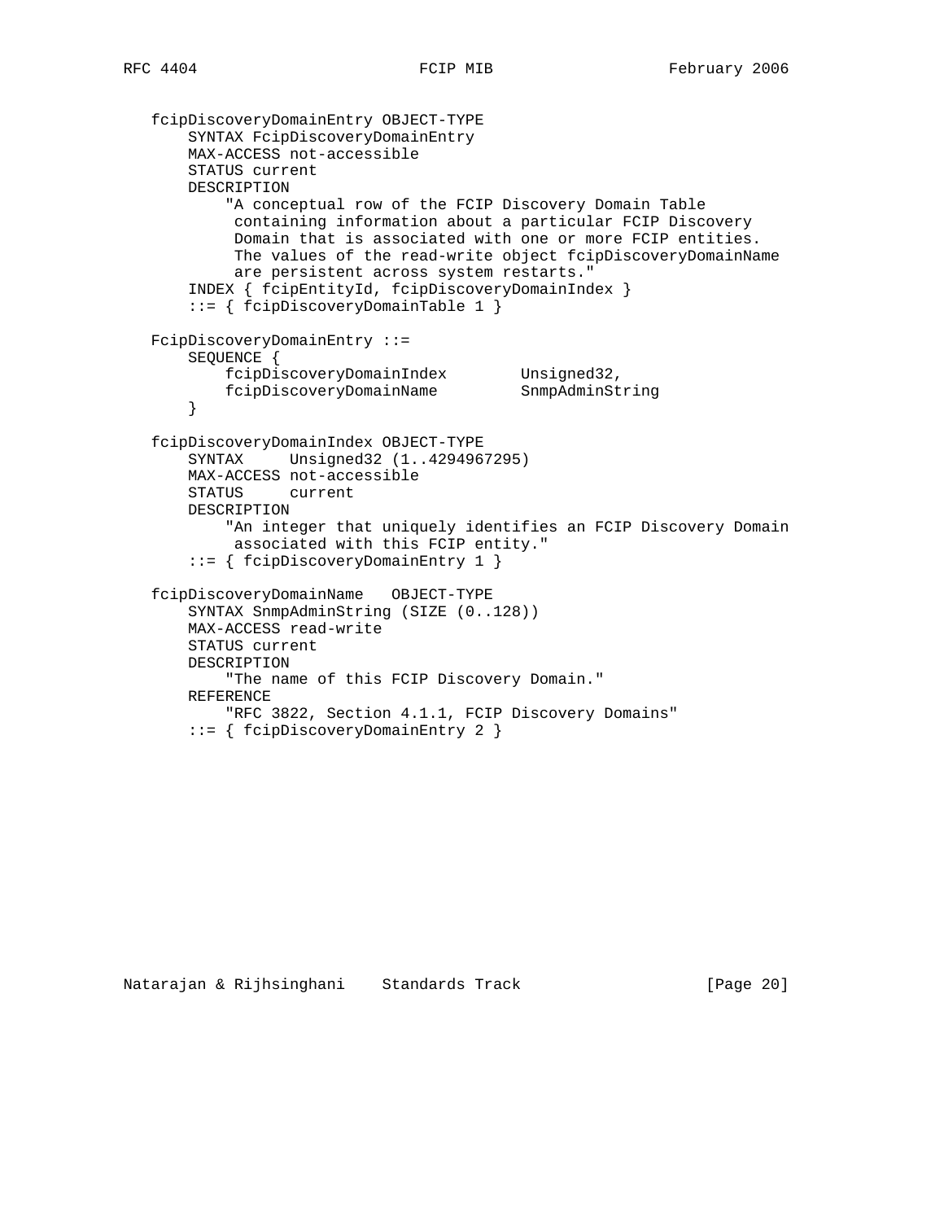```
   fcipDiscoveryDomainEntry OBJECT-TYPE
       SYNTAX FcipDiscoveryDomainEntry
       MAX-ACCESS not-accessible
       STATUS current
       DESCRIPTION
           "A conceptual row of the FCIP Discovery Domain Table
            containing information about a particular FCIP Discovery
            Domain that is associated with one or more FCIP entities.
            The values of the read-write object fcipDiscoveryDomainName
            are persistent across system restarts."
       INDEX { fcipEntityId, fcipDiscoveryDomainIndex }
       ::= { fcipDiscoveryDomainTable 1 }

   FcipDiscoveryDomainEntry ::=
       SEQUENCE {
           fcipDiscoveryDomainIndex        Unsigned32,
           fcipDiscoveryDomainName         SnmpAdminString
       }

   fcipDiscoveryDomainIndex OBJECT-TYPE
       SYNTAX     Unsigned32 (1..4294967295)
       MAX-ACCESS not-accessible
       STATUS     current
       DESCRIPTION
           "An integer that uniquely identifies an FCIP Discovery Domain
            associated with this FCIP entity."
       ::= { fcipDiscoveryDomainEntry 1 }

   fcipDiscoveryDomainName   OBJECT-TYPE
       SYNTAX SnmpAdminString (SIZE (0..128))
       MAX-ACCESS read-write
       STATUS current
       DESCRIPTION
           "The name of this FCIP Discovery Domain."
       REFERENCE
           "RFC 3822, Section 4.1.1, FCIP Discovery Domains"
       ::= { fcipDiscoveryDomainEntry 2 }
```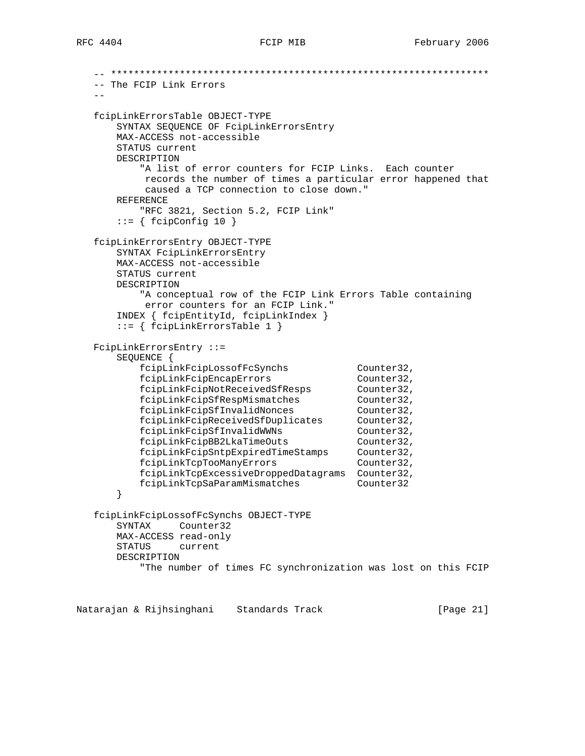```
-- *******************************************************************
-- The FCIP Link Errors
--

fcipLinkErrorsTable OBJECT-TYPE
    SYNTAX SEQUENCE OF FcipLinkErrorsEntry
    MAX-ACCESS not-accessible
    STATUS current
    DESCRIPTION
        "A list of error counters for FCIP Links.  Each counter
         records the number of times a particular error happened that
         caused a TCP connection to close down."
    REFERENCE
        "RFC 3821, Section 5.2, FCIP Link"
    ::= { fcipConfig 10 }

fcipLinkErrorsEntry OBJECT-TYPE
    SYNTAX FcipLinkErrorsEntry
    MAX-ACCESS not-accessible
    STATUS current
    DESCRIPTION
        "A conceptual row of the FCIP Link Errors Table containing
         error counters for an FCIP Link."
    INDEX { fcipEntityId, fcipLinkIndex }
    ::= { fcipLinkErrorsTable 1 }

FcipLinkErrorsEntry ::=
    SEQUENCE {
        fcipLinkFcipLossofFcSynchs            Counter32,
        fcipLinkFcipEncapErrors               Counter32,
        fcipLinkFcipNotReceivedSfResps        Counter32,
        fcipLinkFcipSfRespMismatches          Counter32,
        fcipLinkFcipSfInvalidNonces           Counter32,
        fcipLinkFcipReceivedSfDuplicates      Counter32,
        fcipLinkFcipSfInvalidWWNs             Counter32,
        fcipLinkFcipBB2LkaTimeOuts            Counter32,
        fcipLinkFcipSntpExpiredTimeStamps     Counter32,
        fcipLinkTcpTooManyErrors              Counter32,
        fcipLinkTcpExcessiveDroppedDatagrams  Counter32,
        fcipLinkTcpSaParamMismatches          Counter32
    }

fcipLinkFcipLossofFcSynchs OBJECT-TYPE
    SYNTAX     Counter32
    MAX-ACCESS read-only
    STATUS     current
    DESCRIPTION
        "The number of times FC synchronization was lost on this FCIP
```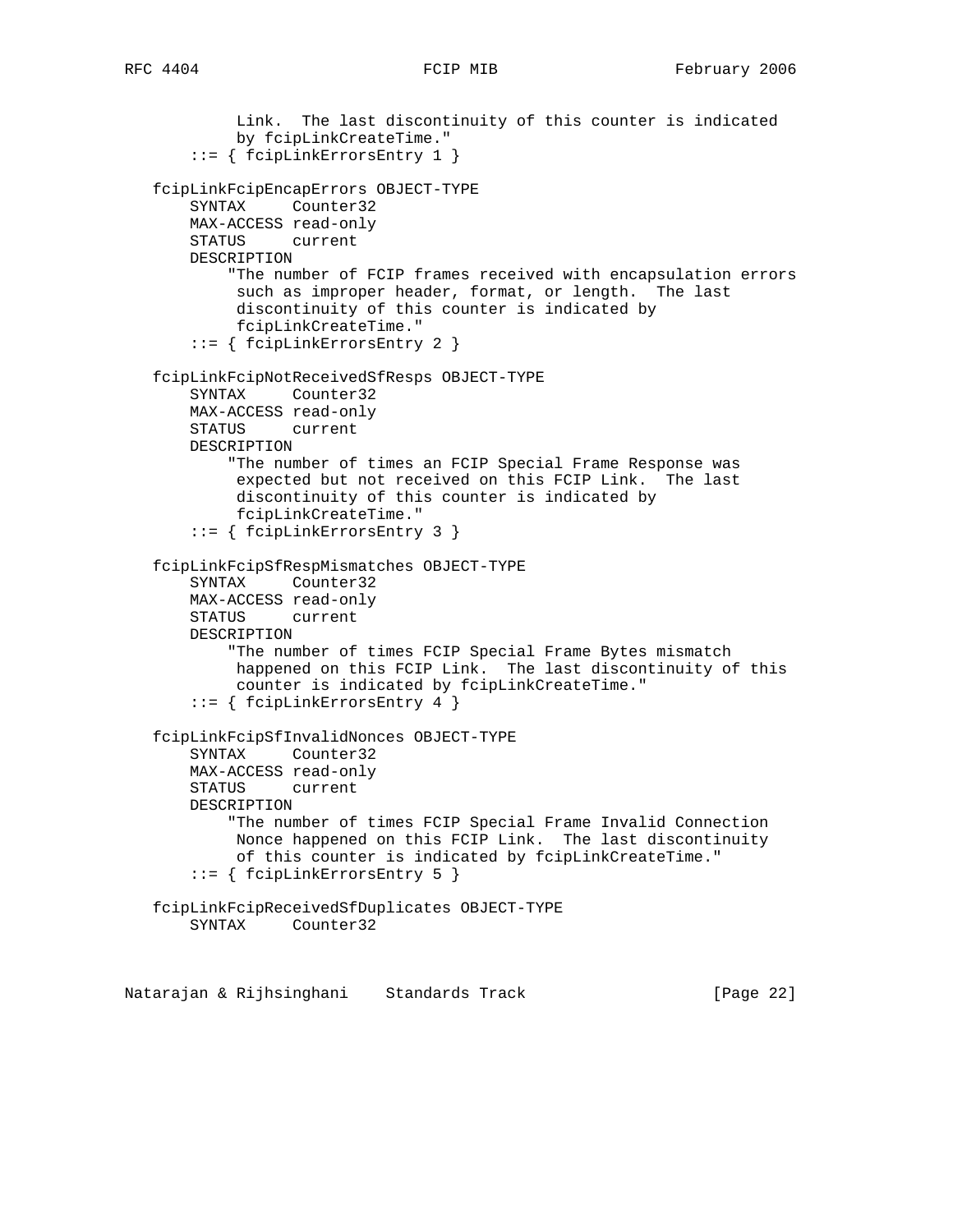```
           Link.  The last discontinuity of this counter is indicated
           by fcipLinkCreateTime."
       ::= { fcipLinkErrorsEntry 1 }

   fcipLinkFcipEncapErrors OBJECT-TYPE
       SYNTAX     Counter32
       MAX-ACCESS read-only
       STATUS     current
       DESCRIPTION
           "The number of FCIP frames received with encapsulation errors
           such as improper header, format, or length.  The last
           discontinuity of this counter is indicated by
           fcipLinkCreateTime."
       ::= { fcipLinkErrorsEntry 2 }

   fcipLinkFcipNotReceivedSfResps OBJECT-TYPE
       SYNTAX     Counter32
       MAX-ACCESS read-only
       STATUS     current
       DESCRIPTION
           "The number of times an FCIP Special Frame Response was
           expected but not received on this FCIP Link.  The last
           discontinuity of this counter is indicated by
           fcipLinkCreateTime."
       ::= { fcipLinkErrorsEntry 3 }

   fcipLinkFcipSfRespMismatches OBJECT-TYPE
       SYNTAX     Counter32
       MAX-ACCESS read-only
       STATUS     current
       DESCRIPTION
           "The number of times FCIP Special Frame Bytes mismatch
           happened on this FCIP Link.  The last discontinuity of this
           counter is indicated by fcipLinkCreateTime."
       ::= { fcipLinkErrorsEntry 4 }

   fcipLinkFcipSfInvalidNonces OBJECT-TYPE
       SYNTAX     Counter32
       MAX-ACCESS read-only
       STATUS     current
       DESCRIPTION
           "The number of times FCIP Special Frame Invalid Connection
           Nonce happened on this FCIP Link.  The last discontinuity
           of this counter is indicated by fcipLinkCreateTime."
       ::= { fcipLinkErrorsEntry 5 }

   fcipLinkFcipReceivedSfDuplicates OBJECT-TYPE
       SYNTAX     Counter32
```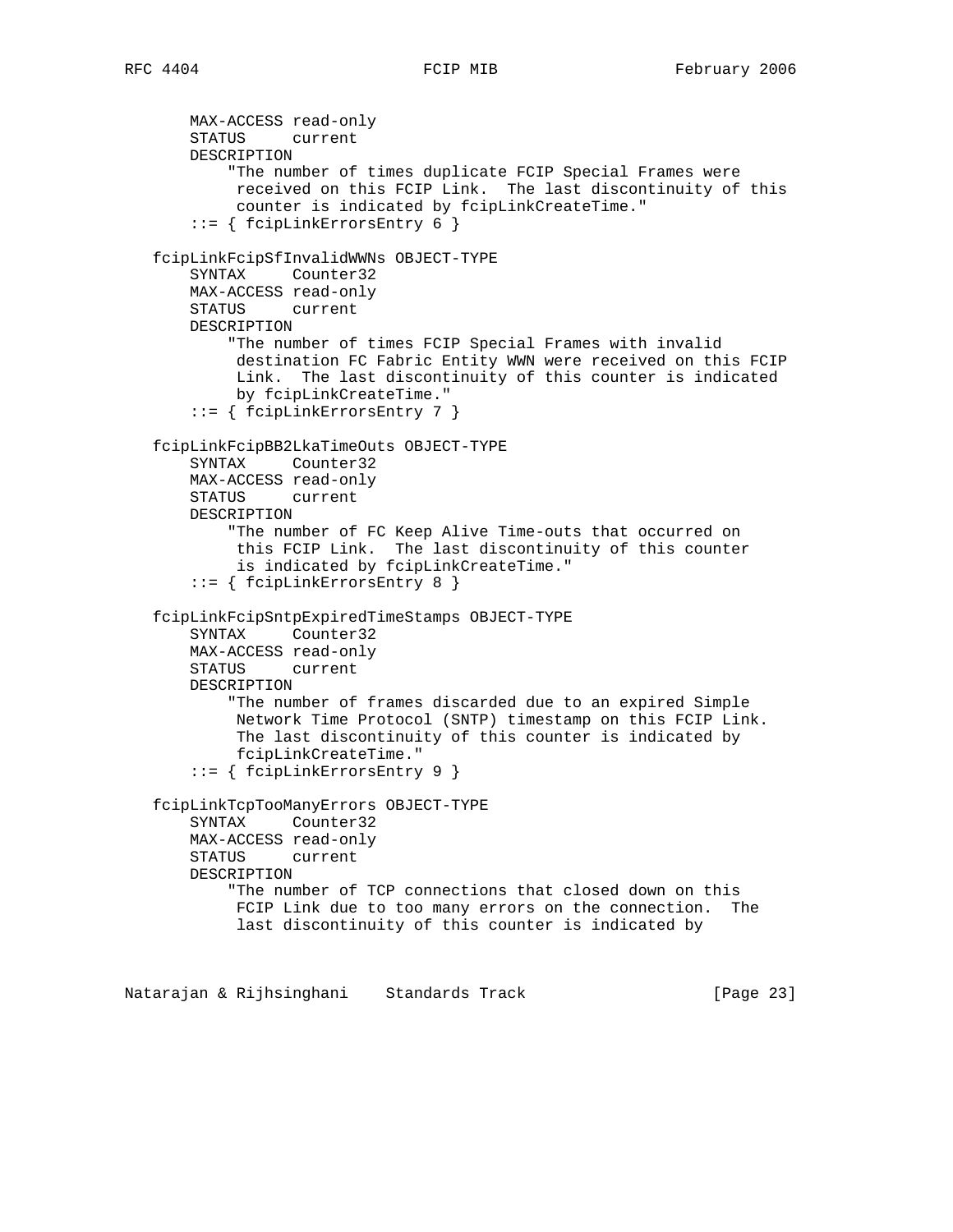```
       MAX-ACCESS read-only
       STATUS     current
       DESCRIPTION
           "The number of times duplicate FCIP Special Frames were
            received on this FCIP Link.  The last discontinuity of this
            counter is indicated by fcipLinkCreateTime."
       ::= { fcipLinkErrorsEntry 6 }

   fcipLinkFcipSfInvalidWWNs OBJECT-TYPE
       SYNTAX     Counter32
       MAX-ACCESS read-only
       STATUS     current
       DESCRIPTION
           "The number of times FCIP Special Frames with invalid
            destination FC Fabric Entity WWN were received on this FCIP
            Link.  The last discontinuity of this counter is indicated
            by fcipLinkCreateTime."
       ::= { fcipLinkErrorsEntry 7 }

   fcipLinkFcipBB2LkaTimeOuts OBJECT-TYPE
       SYNTAX     Counter32
       MAX-ACCESS read-only
       STATUS     current
       DESCRIPTION
           "The number of FC Keep Alive Time-outs that occurred on
            this FCIP Link.  The last discontinuity of this counter
            is indicated by fcipLinkCreateTime."
       ::= { fcipLinkErrorsEntry 8 }

   fcipLinkFcipSntpExpiredTimeStamps OBJECT-TYPE
       SYNTAX     Counter32
       MAX-ACCESS read-only
       STATUS     current
       DESCRIPTION
           "The number of frames discarded due to an expired Simple
            Network Time Protocol (SNTP) timestamp on this FCIP Link.
            The last discontinuity of this counter is indicated by
            fcipLinkCreateTime."
       ::= { fcipLinkErrorsEntry 9 }

   fcipLinkTcpTooManyErrors OBJECT-TYPE
       SYNTAX     Counter32
       MAX-ACCESS read-only
       STATUS     current
       DESCRIPTION
           "The number of TCP connections that closed down on this
            FCIP Link due to too many errors on the connection.  The
            last discontinuity of this counter is indicated by
```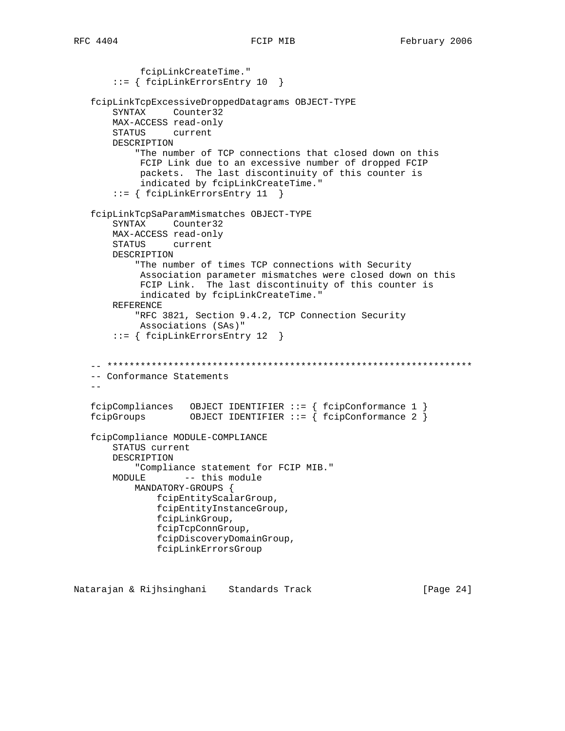```
           fcipLinkCreateTime."
       ::= { fcipLinkErrorsEntry 10  }

   fcipLinkTcpExcessiveDroppedDatagrams OBJECT-TYPE
       SYNTAX     Counter32
       MAX-ACCESS read-only
       STATUS     current
       DESCRIPTION
           "The number of TCP connections that closed down on this
            FCIP Link due to an excessive number of dropped FCIP
            packets.  The last discontinuity of this counter is
            indicated by fcipLinkCreateTime."
       ::= { fcipLinkErrorsEntry 11  }

   fcipLinkTcpSaParamMismatches OBJECT-TYPE
       SYNTAX     Counter32
       MAX-ACCESS read-only
       STATUS     current
       DESCRIPTION
           "The number of times TCP connections with Security
            Association parameter mismatches were closed down on this
            FCIP Link.  The last discontinuity of this counter is
            indicated by fcipLinkCreateTime."
       REFERENCE
           "RFC 3821, Section 9.4.2, TCP Connection Security
            Associations (SAs)"
       ::= { fcipLinkErrorsEntry 12  }


   -- *****************************************************************
   -- Conformance Statements
   --

   fcipCompliances   OBJECT IDENTIFIER ::= { fcipConformance 1 }
   fcipGroups        OBJECT IDENTIFIER ::= { fcipConformance 2 }

   fcipCompliance MODULE-COMPLIANCE
       STATUS current
       DESCRIPTION
           "Compliance statement for FCIP MIB."
       MODULE       -- this module
           MANDATORY-GROUPS {
               fcipEntityScalarGroup,
               fcipEntityInstanceGroup,
               fcipLinkGroup,
               fcipTcpConnGroup,
               fcipDiscoveryDomainGroup,
               fcipLinkErrorsGroup
```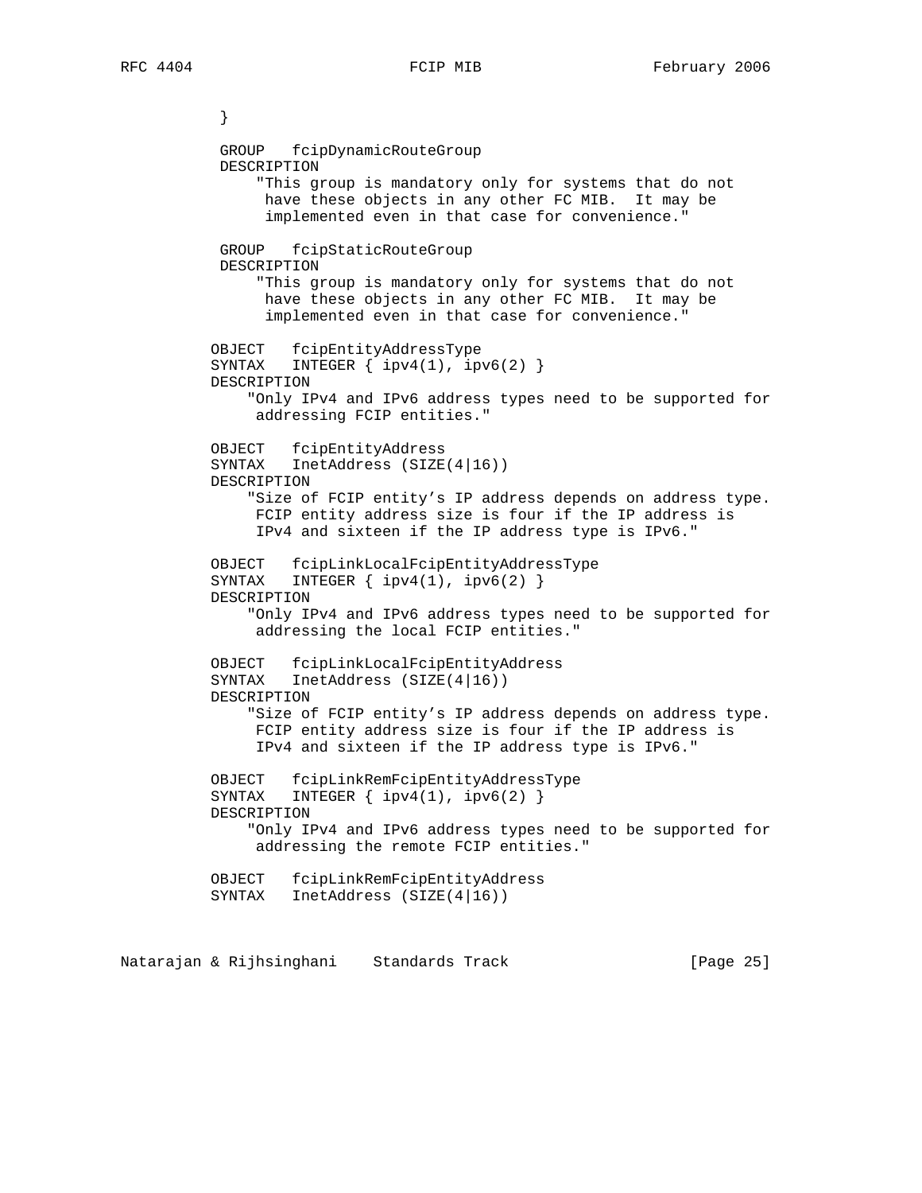```
             }

             GROUP   fcipDynamicRouteGroup
             DESCRIPTION
                 "This group is mandatory only for systems that do not
                  have these objects in any other FC MIB.  It may be
                  implemented even in that case for convenience."

             GROUP   fcipStaticRouteGroup
             DESCRIPTION
                 "This group is mandatory only for systems that do not
                  have these objects in any other FC MIB.  It may be
                  implemented even in that case for convenience."

            OBJECT   fcipEntityAddressType
            SYNTAX   INTEGER { ipv4(1), ipv6(2) }
            DESCRIPTION
                "Only IPv4 and IPv6 address types need to be supported for
                 addressing FCIP entities."

            OBJECT   fcipEntityAddress
            SYNTAX   InetAddress (SIZE(4|16))
            DESCRIPTION
                "Size of FCIP entity's IP address depends on address type.
                 FCIP entity address size is four if the IP address is
                 IPv4 and sixteen if the IP address type is IPv6."

            OBJECT   fcipLinkLocalFcipEntityAddressType
            SYNTAX   INTEGER { ipv4(1), ipv6(2) }
            DESCRIPTION
                "Only IPv4 and IPv6 address types need to be supported for
                 addressing the local FCIP entities."

            OBJECT   fcipLinkLocalFcipEntityAddress
            SYNTAX   InetAddress (SIZE(4|16))
            DESCRIPTION
                "Size of FCIP entity's IP address depends on address type.
                 FCIP entity address size is four if the IP address is
                 IPv4 and sixteen if the IP address type is IPv6."

            OBJECT   fcipLinkRemFcipEntityAddressType
            SYNTAX   INTEGER { ipv4(1), ipv6(2) }
            DESCRIPTION
                "Only IPv4 and IPv6 address types need to be supported for
                 addressing the remote FCIP entities."

            OBJECT   fcipLinkRemFcipEntityAddress
            SYNTAX   InetAddress (SIZE(4|16))
```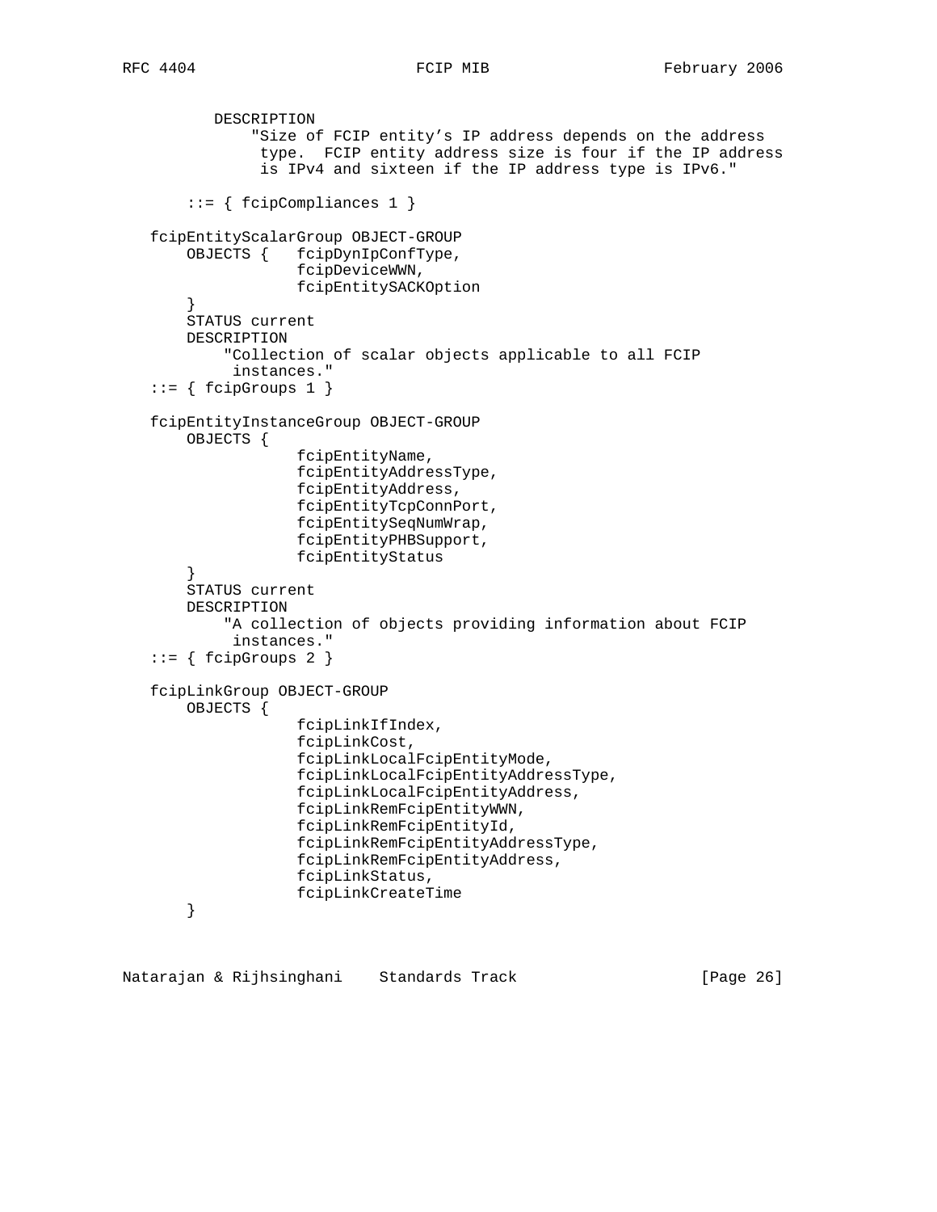```
          DESCRIPTION
              "Size of FCIP entity's IP address depends on the address
               type.  FCIP entity address size is four if the IP address
               is IPv4 and sixteen if the IP address type is IPv6."

       ::= { fcipCompliances 1 }

   fcipEntityScalarGroup OBJECT-GROUP
       OBJECTS {   fcipDynIpConfType,
                   fcipDeviceWWN,
                   fcipEntitySACKOption
       }
       STATUS current
       DESCRIPTION
           "Collection of scalar objects applicable to all FCIP
            instances."
   ::= { fcipGroups 1 }

   fcipEntityInstanceGroup OBJECT-GROUP
       OBJECTS {
                   fcipEntityName,
                   fcipEntityAddressType,
                   fcipEntityAddress,
                   fcipEntityTcpConnPort,
                   fcipEntitySeqNumWrap,
                   fcipEntityPHBSupport,
                   fcipEntityStatus
       }
       STATUS current
       DESCRIPTION
           "A collection of objects providing information about FCIP
            instances."
   ::= { fcipGroups 2 }

   fcipLinkGroup OBJECT-GROUP
       OBJECTS {
                   fcipLinkIfIndex,
                   fcipLinkCost,
                   fcipLinkLocalFcipEntityMode,
                   fcipLinkLocalFcipEntityAddressType,
                   fcipLinkLocalFcipEntityAddress,
                   fcipLinkRemFcipEntityWWN,
                   fcipLinkRemFcipEntityId,
                   fcipLinkRemFcipEntityAddressType,
                   fcipLinkRemFcipEntityAddress,
                   fcipLinkStatus,
                   fcipLinkCreateTime
       }
```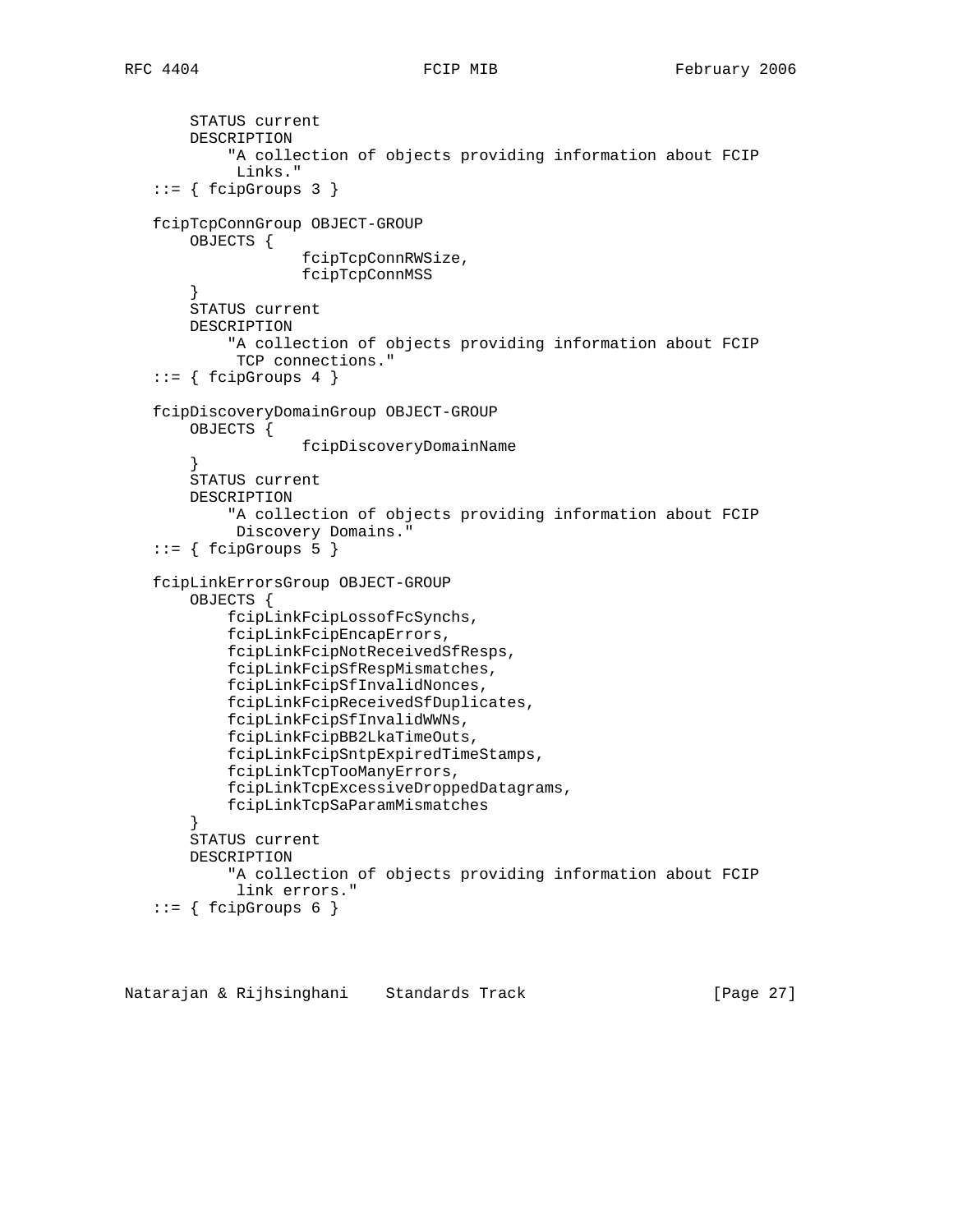```
       STATUS current
       DESCRIPTION
           "A collection of objects providing information about FCIP
            Links."
   ::= { fcipGroups 3 }

   fcipTcpConnGroup OBJECT-GROUP
       OBJECTS {
                 fcipTcpConnRWSize,
                 fcipTcpConnMSS
       }
       STATUS current
       DESCRIPTION
           "A collection of objects providing information about FCIP
            TCP connections."
   ::= { fcipGroups 4 }

   fcipDiscoveryDomainGroup OBJECT-GROUP
       OBJECTS {
                 fcipDiscoveryDomainName
       }
       STATUS current
       DESCRIPTION
           "A collection of objects providing information about FCIP
            Discovery Domains."
   ::= { fcipGroups 5 }

   fcipLinkErrorsGroup OBJECT-GROUP
       OBJECTS {
           fcipLinkFcipLossofFcSynchs,
           fcipLinkFcipEncapErrors,
           fcipLinkFcipNotReceivedSfResps,
           fcipLinkFcipSfRespMismatches,
           fcipLinkFcipSfInvalidNonces,
           fcipLinkFcipReceivedSfDuplicates,
           fcipLinkFcipSfInvalidWWNs,
           fcipLinkFcipBB2LkaTimeOuts,
           fcipLinkFcipSntpExpiredTimeStamps,
           fcipLinkTcpTooManyErrors,
           fcipLinkTcpExcessiveDroppedDatagrams,
           fcipLinkTcpSaParamMismatches
       }
       STATUS current
       DESCRIPTION
           "A collection of objects providing information about FCIP
            link errors."
   ::= { fcipGroups 6 }
```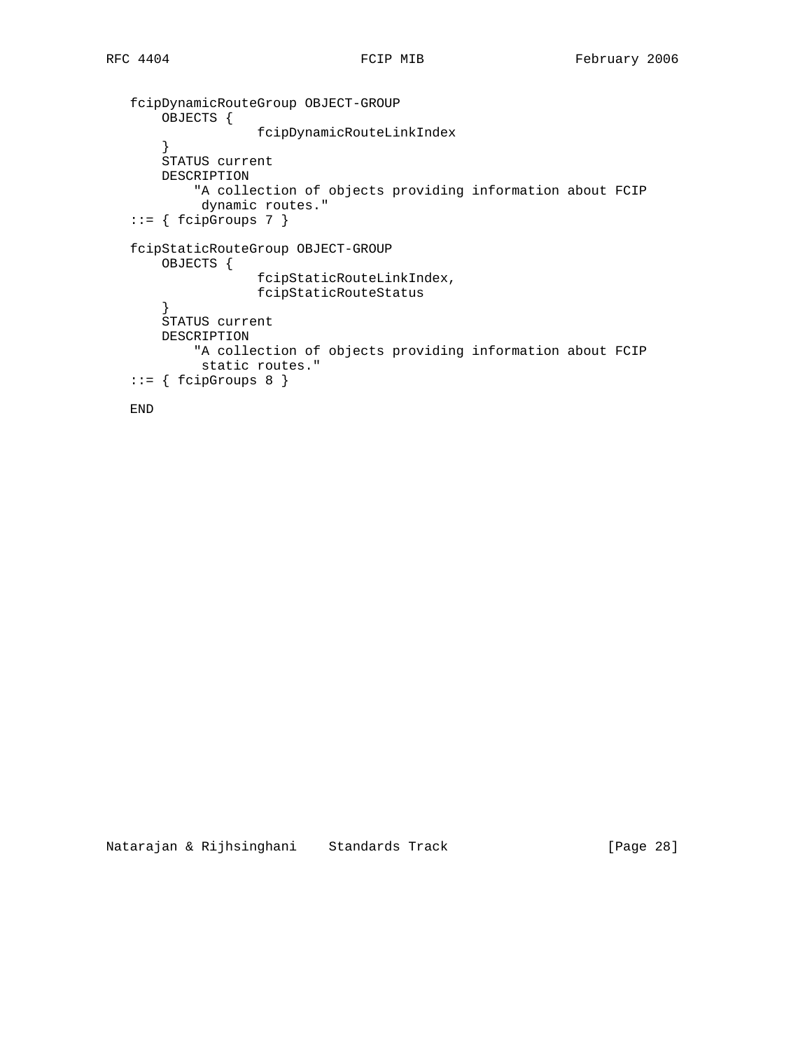```
   fcipDynamicRouteGroup OBJECT-GROUP
       OBJECTS {
                   fcipDynamicRouteLinkIndex
       }
       STATUS current
       DESCRIPTION
           "A collection of objects providing information about FCIP
            dynamic routes."
   ::= { fcipGroups 7 }

   fcipStaticRouteGroup OBJECT-GROUP
       OBJECTS {
                   fcipStaticRouteLinkIndex,
                   fcipStaticRouteStatus
       }
       STATUS current
       DESCRIPTION
           "A collection of objects providing information about FCIP
            static routes."
   ::= { fcipGroups 8 }

   END
```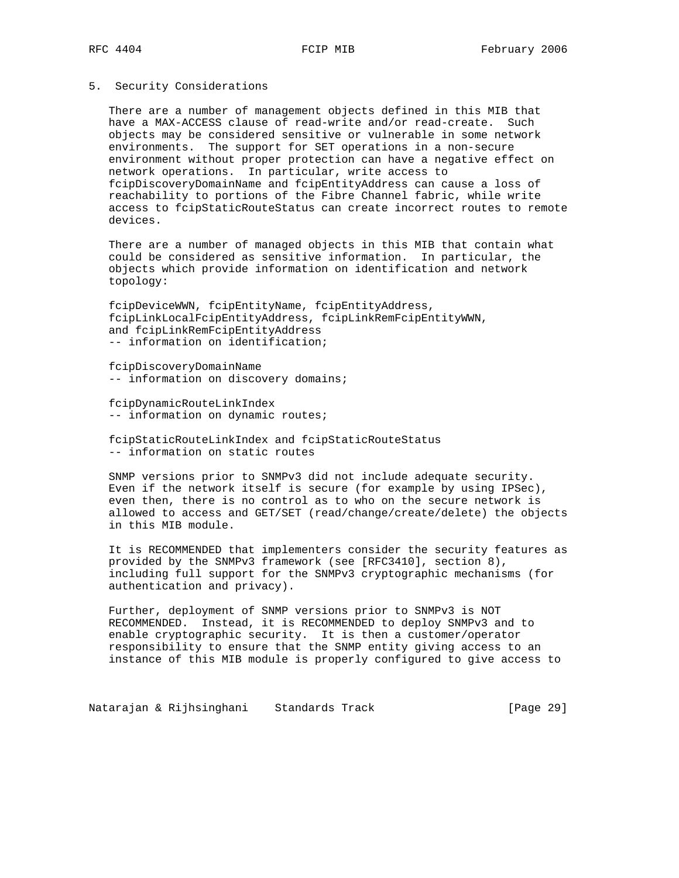## 5. Security Considerations

There are a number of management objects defined in this MIB that have a MAX-ACCESS clause of read-write and/or read-create. Such objects may be considered sensitive or vulnerable in some network environments. The support for SET operations in a non-secure environment without proper protection can have a negative effect on network operations. In particular, write access to fcipDiscoveryDomainName and fcipEntityAddress can cause a loss of reachability to portions of the Fibre Channel fabric, while write access to fcipStaticRouteStatus can create incorrect routes to remote devices.

There are a number of managed objects in this MIB that contain what could be considered as sensitive information. In particular, the objects which provide information on identification and network topology:

fcipDeviceWWN, fcipEntityName, fcipEntityAddress, fcipLinkLocalFcipEntityAddress, fcipLinkRemFcipEntityWWN, and fcipLinkRemFcipEntityAddress
-- information on identification;

fcipDiscoveryDomainName
-- information on discovery domains;

fcipDynamicRouteLinkIndex
-- information on dynamic routes;

fcipStaticRouteLinkIndex and fcipStaticRouteStatus
-- information on static routes

SNMP versions prior to SNMPv3 did not include adequate security. Even if the network itself is secure (for example by using IPSec), even then, there is no control as to who on the secure network is allowed to access and GET/SET (read/change/create/delete) the objects in this MIB module.

It is RECOMMENDED that implementers consider the security features as provided by the SNMPv3 framework (see [RFC3410], section 8), including full support for the SNMPv3 cryptographic mechanisms (for authentication and privacy).

Further, deployment of SNMP versions prior to SNMPv3 is NOT RECOMMENDED. Instead, it is RECOMMENDED to deploy SNMPv3 and to enable cryptographic security. It is then a customer/operator responsibility to ensure that the SNMP entity giving access to an instance of this MIB module is properly configured to give access to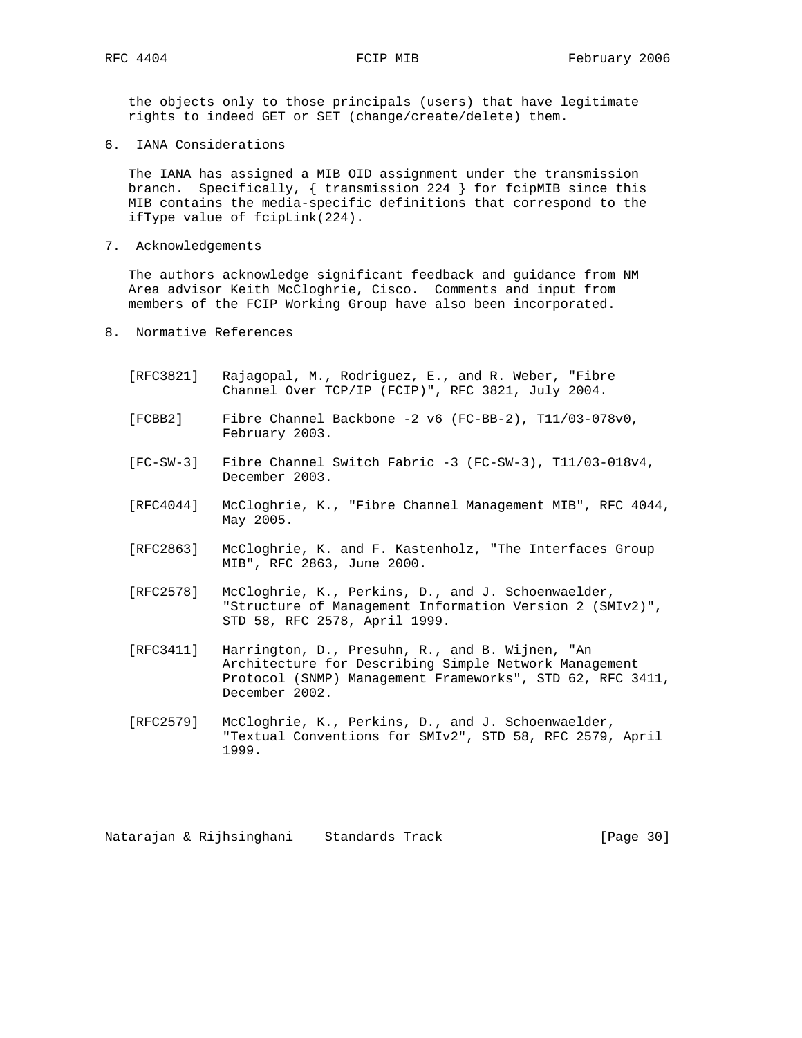the objects only to those principals (users) that have legitimate rights to indeed GET or SET (change/create/delete) them.

## 6. IANA Considerations

The IANA has assigned a MIB OID assignment under the transmission branch. Specifically, { transmission 224 } for fcipMIB since this MIB contains the media-specific definitions that correspond to the ifType value of fcipLink(224).

## 7. Acknowledgements

The authors acknowledge significant feedback and guidance from NM Area advisor Keith McCloghrie, Cisco. Comments and input from members of the FCIP Working Group have also been incorporated.

## 8. Normative References

[RFC3821] Rajagopal, M., Rodriguez, E., and R. Weber, "Fibre Channel Over TCP/IP (FCIP)", RFC 3821, July 2004.

[FCBB2] Fibre Channel Backbone -2 v6 (FC-BB-2), T11/03-078v0, February 2003.

[FC-SW-3] Fibre Channel Switch Fabric -3 (FC-SW-3), T11/03-018v4, December 2003.

[RFC4044] McCloghrie, K., "Fibre Channel Management MIB", RFC 4044, May 2005.

[RFC2863] McCloghrie, K. and F. Kastenholz, "The Interfaces Group MIB", RFC 2863, June 2000.

[RFC2578] McCloghrie, K., Perkins, D., and J. Schoenwaelder, "Structure of Management Information Version 2 (SMIv2)", STD 58, RFC 2578, April 1999.

[RFC3411] Harrington, D., Presuhn, R., and B. Wijnen, "An Architecture for Describing Simple Network Management Protocol (SNMP) Management Frameworks", STD 62, RFC 3411, December 2002.

[RFC2579] McCloghrie, K., Perkins, D., and J. Schoenwaelder, "Textual Conventions for SMIv2", STD 58, RFC 2579, April 1999.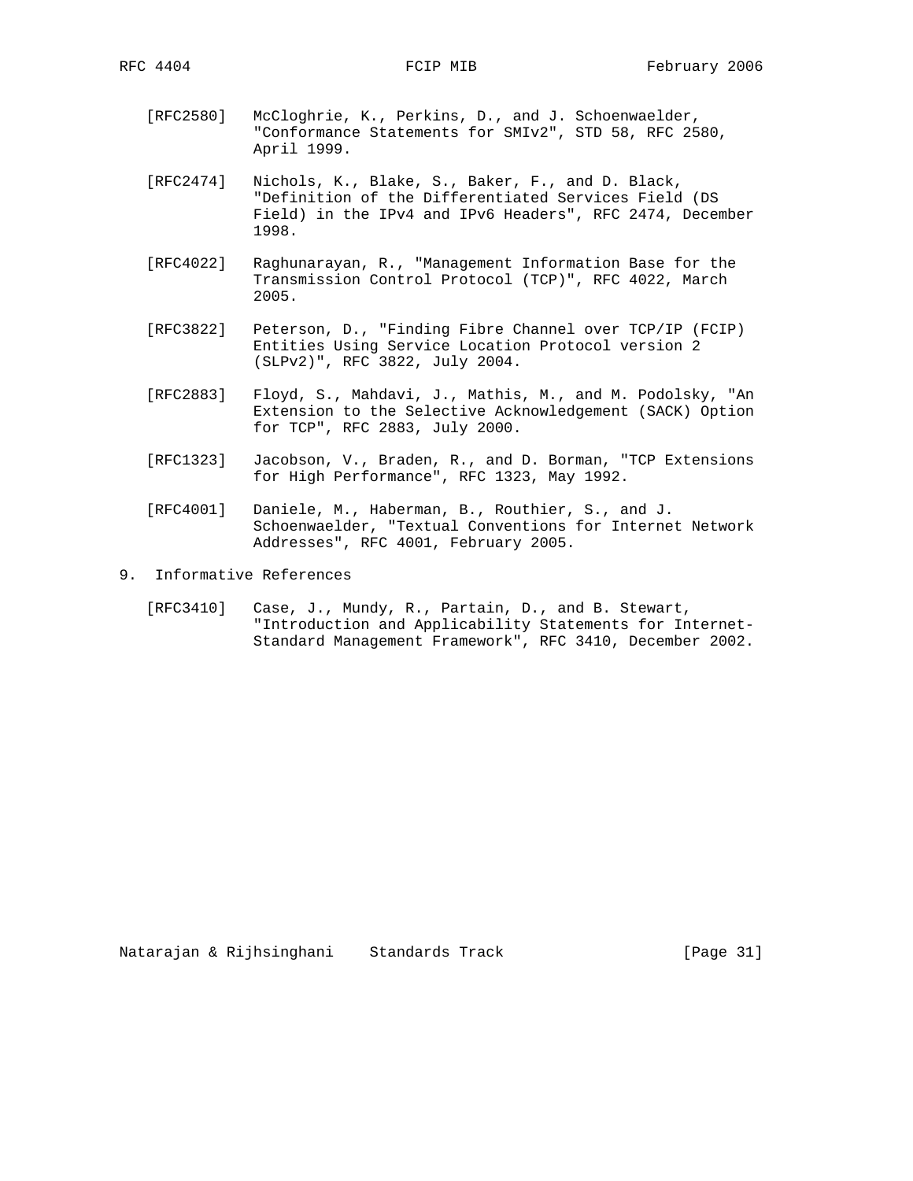[RFC2580] McCloghrie, K., Perkins, D., and J. Schoenwaelder, "Conformance Statements for SMIv2", STD 58, RFC 2580, April 1999.

[RFC2474] Nichols, K., Blake, S., Baker, F., and D. Black, "Definition of the Differentiated Services Field (DS Field) in the IPv4 and IPv6 Headers", RFC 2474, December 1998.

[RFC4022] Raghunarayan, R., "Management Information Base for the Transmission Control Protocol (TCP)", RFC 4022, March 2005.

[RFC3822] Peterson, D., "Finding Fibre Channel over TCP/IP (FCIP) Entities Using Service Location Protocol version 2 (SLPv2)", RFC 3822, July 2004.

[RFC2883] Floyd, S., Mahdavi, J., Mathis, M., and M. Podolsky, "An Extension to the Selective Acknowledgement (SACK) Option for TCP", RFC 2883, July 2000.

[RFC1323] Jacobson, V., Braden, R., and D. Borman, "TCP Extensions for High Performance", RFC 1323, May 1992.

[RFC4001] Daniele, M., Haberman, B., Routhier, S., and J. Schoenwaelder, "Textual Conventions for Internet Network Addresses", RFC 4001, February 2005.

## 9. Informative References

[RFC3410] Case, J., Mundy, R., Partain, D., and B. Stewart, "Introduction and Applicability Statements for Internet-Standard Management Framework", RFC 3410, December 2002.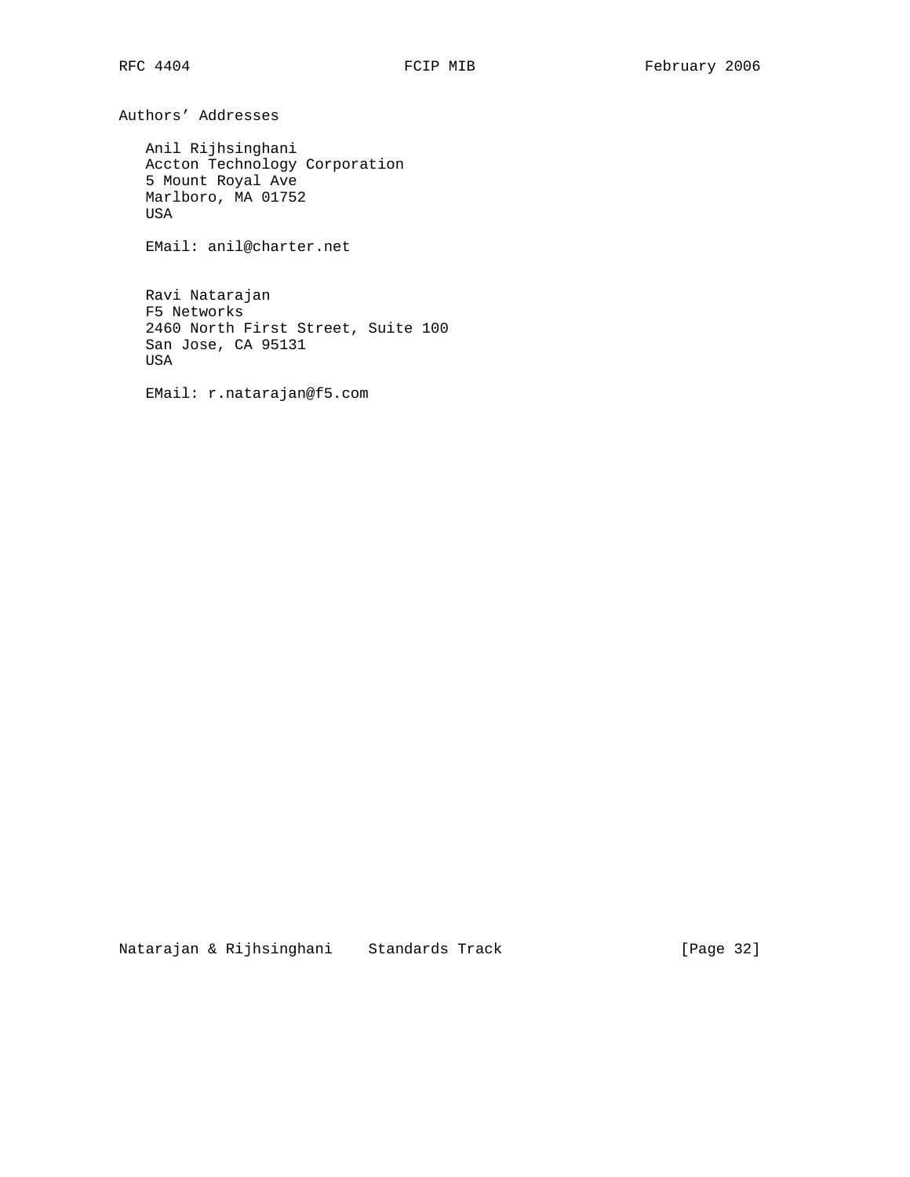## Authors' Addresses

Anil Rijhsinghani
Accton Technology Corporation
5 Mount Royal Ave
Marlboro, MA 01752
USA

EMail: anil@charter.net

Ravi Natarajan
F5 Networks
2460 North First Street, Suite 100
San Jose, CA 95131
USA

EMail: r.natarajan@f5.com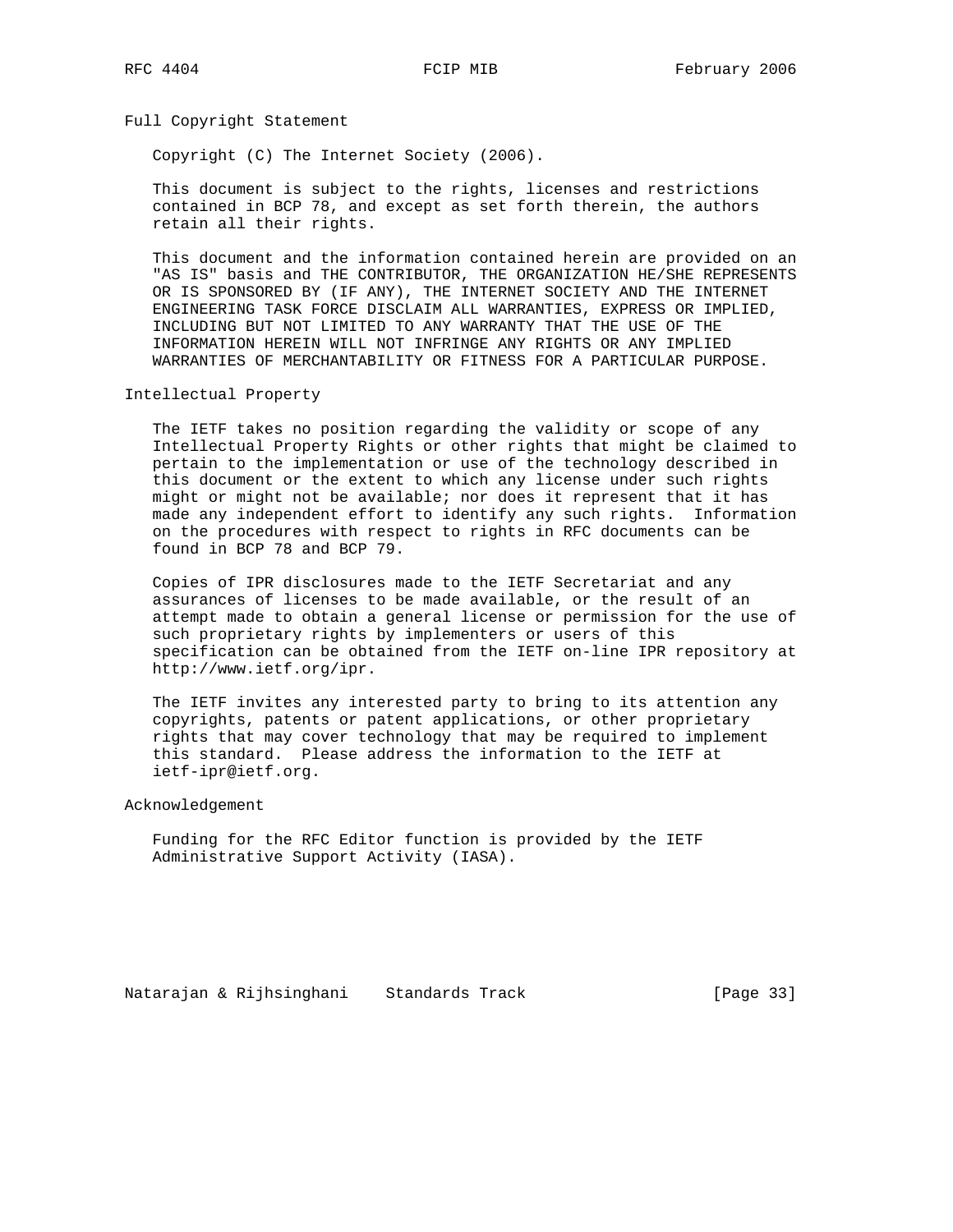## Full Copyright Statement

Copyright (C) The Internet Society (2006).

This document is subject to the rights, licenses and restrictions contained in BCP 78, and except as set forth therein, the authors retain all their rights.

This document and the information contained herein are provided on an "AS IS" basis and THE CONTRIBUTOR, THE ORGANIZATION HE/SHE REPRESENTS OR IS SPONSORED BY (IF ANY), THE INTERNET SOCIETY AND THE INTERNET ENGINEERING TASK FORCE DISCLAIM ALL WARRANTIES, EXPRESS OR IMPLIED, INCLUDING BUT NOT LIMITED TO ANY WARRANTY THAT THE USE OF THE INFORMATION HEREIN WILL NOT INFRINGE ANY RIGHTS OR ANY IMPLIED WARRANTIES OF MERCHANTABILITY OR FITNESS FOR A PARTICULAR PURPOSE.

## Intellectual Property

The IETF takes no position regarding the validity or scope of any Intellectual Property Rights or other rights that might be claimed to pertain to the implementation or use of the technology described in this document or the extent to which any license under such rights might or might not be available; nor does it represent that it has made any independent effort to identify any such rights. Information on the procedures with respect to rights in RFC documents can be found in BCP 78 and BCP 79.

Copies of IPR disclosures made to the IETF Secretariat and any assurances of licenses to be made available, or the result of an attempt made to obtain a general license or permission for the use of such proprietary rights by implementers or users of this specification can be obtained from the IETF on-line IPR repository at http://www.ietf.org/ipr.

The IETF invites any interested party to bring to its attention any copyrights, patents or patent applications, or other proprietary rights that may cover technology that may be required to implement this standard. Please address the information to the IETF at ietf-ipr@ietf.org.

## Acknowledgement

Funding for the RFC Editor function is provided by the IETF Administrative Support Activity (IASA).